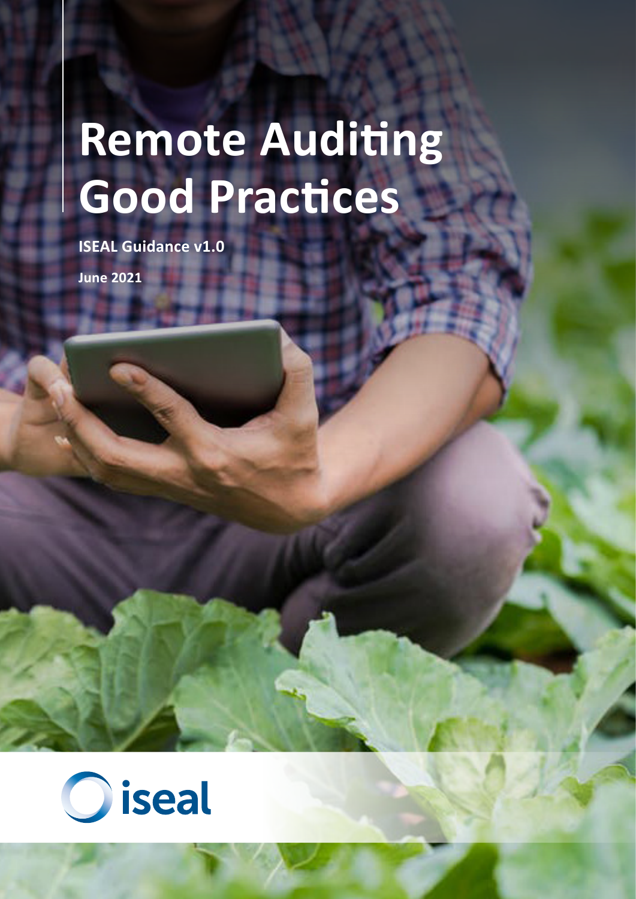# Remote Auditing Good Practices

**ISEAL Guidance v1.0**

**June 2021**

iseal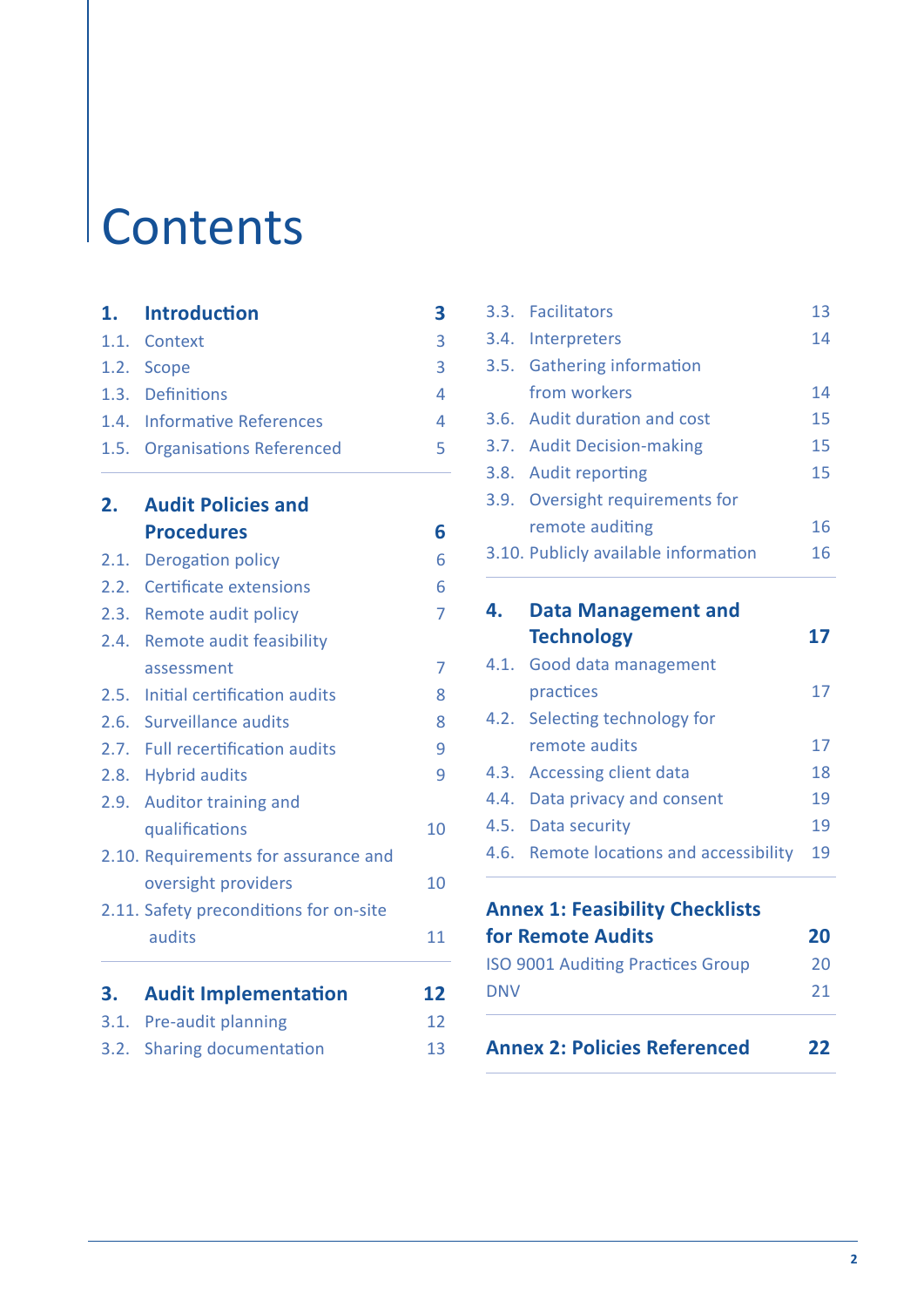# Contents

| | | |
|---|---|---|
| **1.** | **Introduction** | **3** |
| 1.1. | Context | 3 |
| 1.2. | Scope | 3 |
| 1.3. | Definitions | 4 |
| 1.4. | Informative References | 4 |
| 1.5. | Organisations Referenced | 5 |
| **2.** | **Audit Policies and Procedures** | **6** |
| 2.1. | Derogation policy | 6 |
| 2.2. | Certificate extensions | 6 |
| 2.3. | Remote audit policy | 7 |
| 2.4. | Remote audit feasibility assessment | 7 |
| 2.5. | Initial certification audits | 8 |
| 2.6. | Surveillance audits | 8 |
| 2.7. | Full recertification audits | 9 |
| 2.8. | Hybrid audits | 9 |
| 2.9. | Auditor training and qualifications | 10 |
| 2.10. | Requirements for assurance and oversight providers | 10 |
| 2.11. | Safety preconditions for on-site audits | 11 |
| **3.** | **Audit Implementation** | **12** |
| 3.1. | Pre-audit planning | 12 |
| 3.2. | Sharing documentation | 13 |
| 3.3. | Facilitators | 13 |
| 3.4. | Interpreters | 14 |
| 3.5. | Gathering information from workers | 14 |
| 3.6. | Audit duration and cost | 15 |
| 3.7. | Audit Decision-making | 15 |
| 3.8. | Audit reporting | 15 |
| 3.9. | Oversight requirements for remote auditing | 16 |
| 3.10. | Publicly available information | 16 |
| **4.** | **Data Management and Technology** | **17** |
| 4.1. | Good data management practices | 17 |
| 4.2. | Selecting technology for remote audits | 17 |
| 4.3. | Accessing client data | 18 |
| 4.4. | Data privacy and consent | 19 |
| 4.5. | Data security | 19 |
| 4.6. | Remote locations and accessibility | 19 |
| | **Annex 1: Feasibility Checklists for Remote Audits** | **20** |
| | ISO 9001 Auditing Practices Group | 20 |
| | DNV | 21 |
| | **Annex 2: Policies Referenced** | **22** |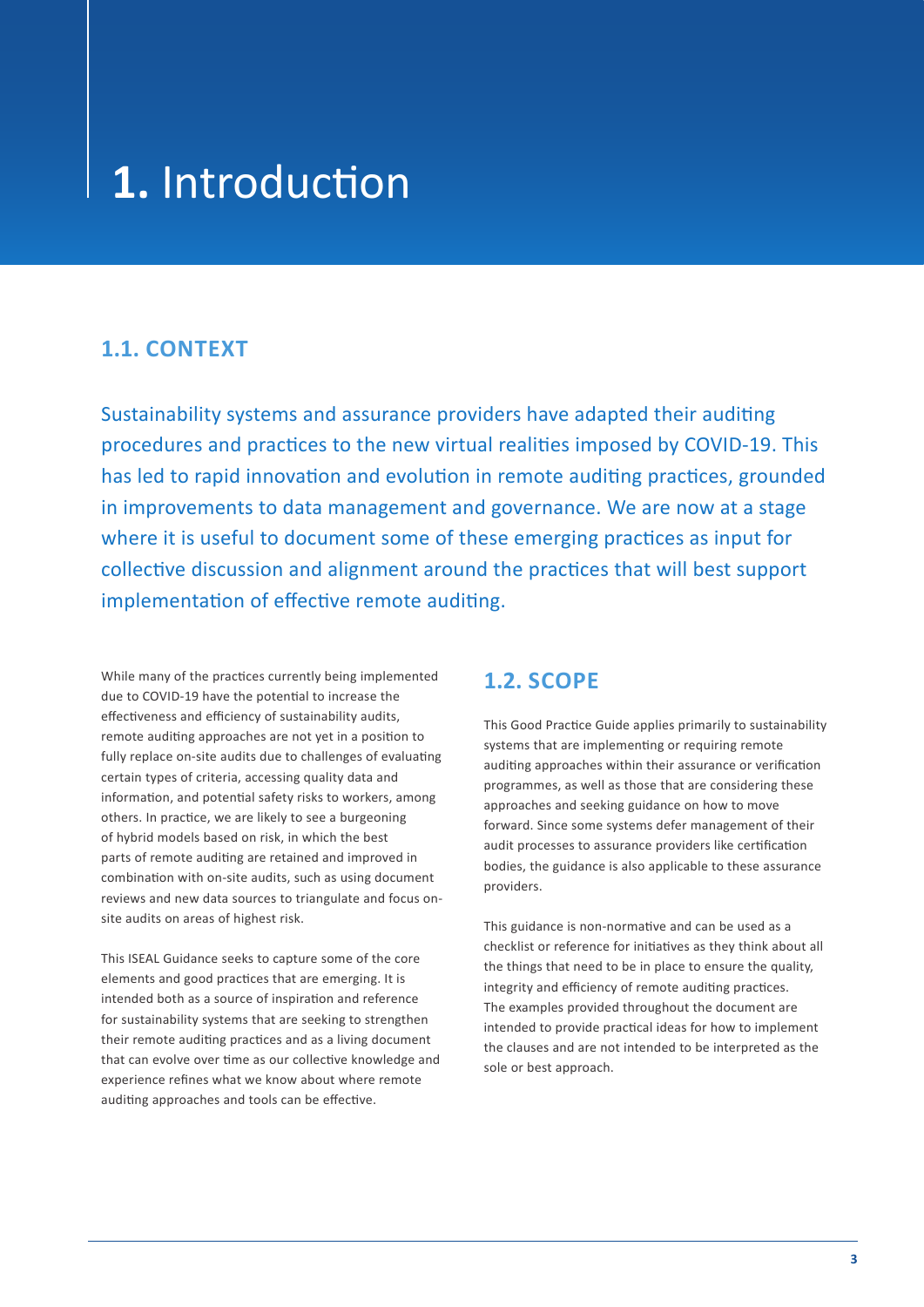# **1.** Introduction

## 1.1. CONTEXT

Sustainability systems and assurance providers have adapted their auditing procedures and practices to the new virtual realities imposed by COVID-19. This has led to rapid innovation and evolution in remote auditing practices, grounded in improvements to data management and governance. We are now at a stage where it is useful to document some of these emerging practices as input for collective discussion and alignment around the practices that will best support implementation of effective remote auditing.

While many of the practices currently being implemented due to COVID-19 have the potential to increase the effectiveness and efficiency of sustainability audits, remote auditing approaches are not yet in a position to fully replace on-site audits due to challenges of evaluating certain types of criteria, accessing quality data and information, and potential safety risks to workers, among others. In practice, we are likely to see a burgeoning of hybrid models based on risk, in which the best parts of remote auditing are retained and improved in combination with on-site audits, such as using document reviews and new data sources to triangulate and focus on-site audits on areas of highest risk.

This ISEAL Guidance seeks to capture some of the core elements and good practices that are emerging. It is intended both as a source of inspiration and reference for sustainability systems that are seeking to strengthen their remote auditing practices and as a living document that can evolve over time as our collective knowledge and experience refines what we know about where remote auditing approaches and tools can be effective.

## 1.2. SCOPE

This Good Practice Guide applies primarily to sustainability systems that are implementing or requiring remote auditing approaches within their assurance or verification programmes, as well as those that are considering these approaches and seeking guidance on how to move forward. Since some systems defer management of their audit processes to assurance providers like certification bodies, the guidance is also applicable to these assurance providers.

This guidance is non-normative and can be used as a checklist or reference for initiatives as they think about all the things that need to be in place to ensure the quality, integrity and efficiency of remote auditing practices. The examples provided throughout the document are intended to provide practical ideas for how to implement the clauses and are not intended to be interpreted as the sole or best approach.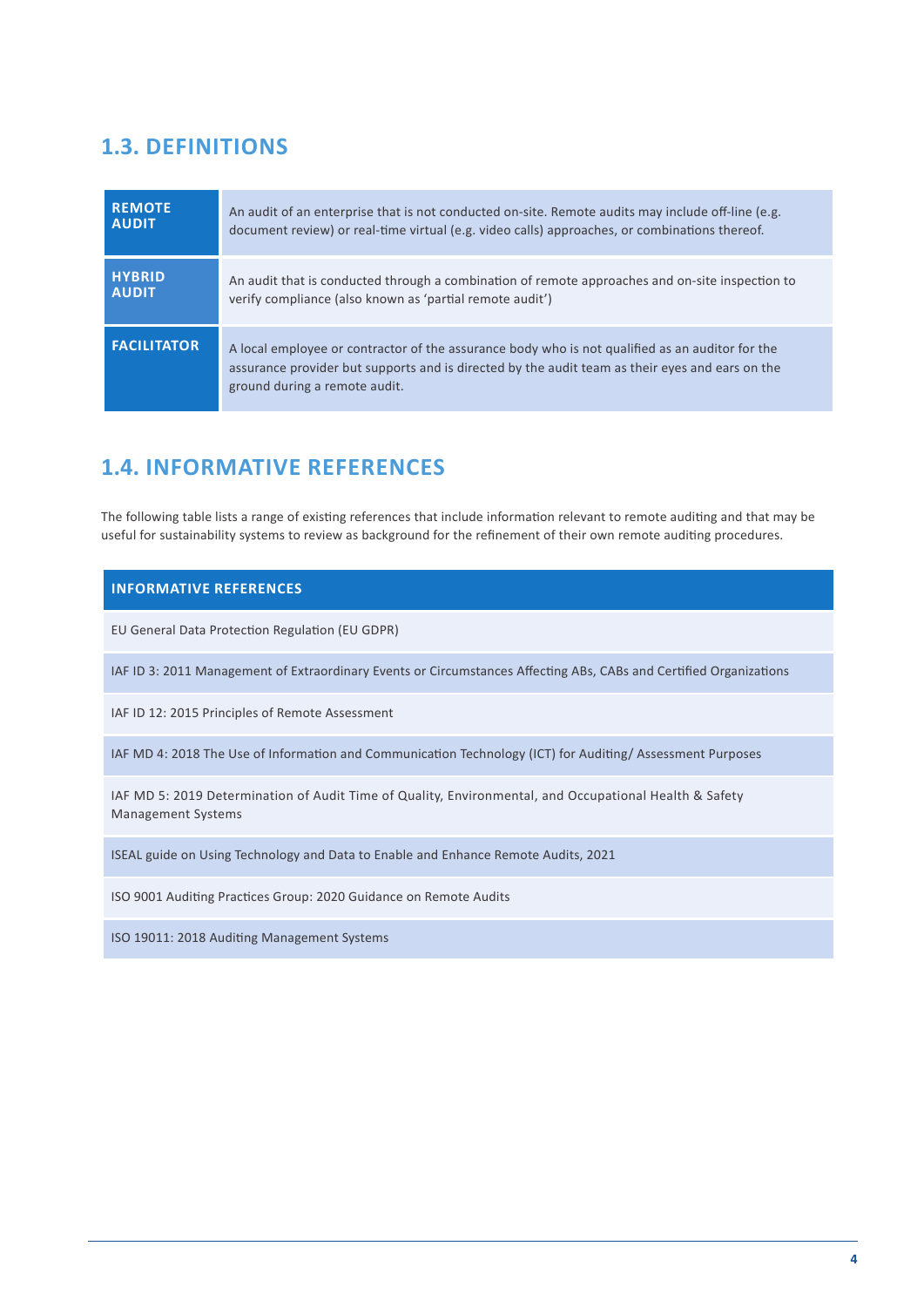## 1.3. DEFINITIONS

| | |
|---|---|
| **REMOTE AUDIT** | An audit of an enterprise that is not conducted on-site. Remote audits may include off-line (e.g. document review) or real-time virtual (e.g. video calls) approaches, or combinations thereof. |
| **HYBRID AUDIT** | An audit that is conducted through a combination of remote approaches and on-site inspection to verify compliance (also known as 'partial remote audit') |
| **FACILITATOR** | A local employee or contractor of the assurance body who is not qualified as an auditor for the assurance provider but supports and is directed by the audit team as their eyes and ears on the ground during a remote audit. |

## 1.4. INFORMATIVE REFERENCES

The following table lists a range of existing references that include information relevant to remote auditing and that may be useful for sustainability systems to review as background for the refinement of their own remote auditing procedures.

| INFORMATIVE REFERENCES |
|---|
| EU General Data Protection Regulation (EU GDPR) |
| IAF ID 3: 2011 Management of Extraordinary Events or Circumstances Affecting ABs, CABs and Certified Organizations |
| IAF ID 12: 2015 Principles of Remote Assessment |
| IAF MD 4: 2018 The Use of Information and Communication Technology (ICT) for Auditing/ Assessment Purposes |
| IAF MD 5: 2019 Determination of Audit Time of Quality, Environmental, and Occupational Health & Safety Management Systems |
| ISEAL guide on Using Technology and Data to Enable and Enhance Remote Audits, 2021 |
| ISO 9001 Auditing Practices Group: 2020 Guidance on Remote Audits |
| ISO 19011: 2018 Auditing Management Systems |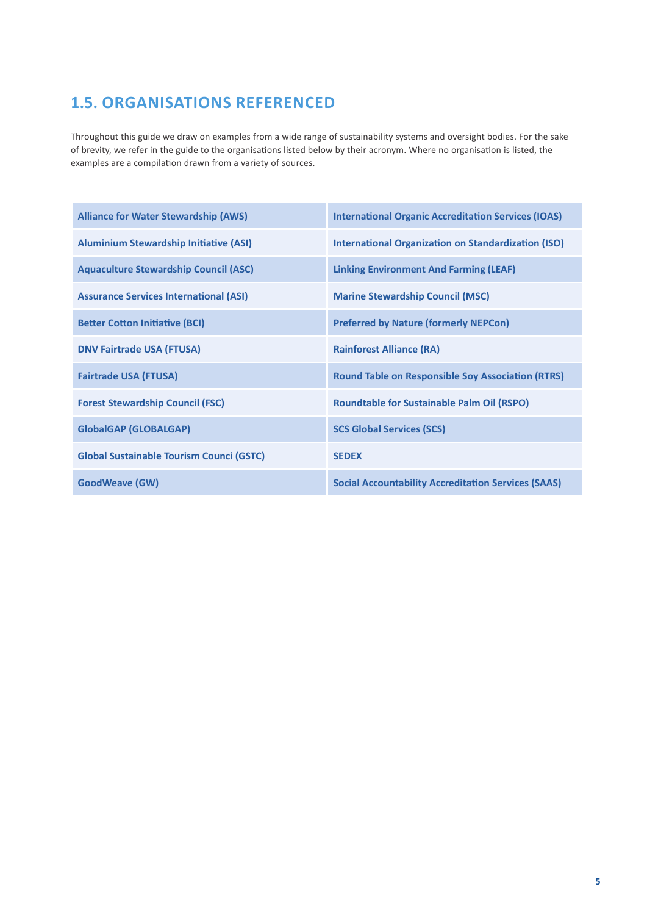## 1.5. ORGANISATIONS REFERENCED

Throughout this guide we draw on examples from a wide range of sustainability systems and oversight bodies. For the sake of brevity, we refer in the guide to the organisations listed below by their acronym. Where no organisation is listed, the examples are a compilation drawn from a variety of sources.

| | |
|---|---|
| **Alliance for Water Stewardship (AWS)** | **International Organic Accreditation Services (IOAS)** |
| **Aluminium Stewardship Initiative (ASI)** | **International Organization on Standardization (ISO)** |
| **Aquaculture Stewardship Council (ASC)** | **Linking Environment And Farming (LEAF)** |
| **Assurance Services International (ASI)** | **Marine Stewardship Council (MSC)** |
| **Better Cotton Initiative (BCI)** | **Preferred by Nature (formerly NEPCon)** |
| **DNV Fairtrade USA (FTUSA)** | **Rainforest Alliance (RA)** |
| **Fairtrade USA (FTUSA)** | **Round Table on Responsible Soy Association (RTRS)** |
| **Forest Stewardship Council (FSC)** | **Roundtable for Sustainable Palm Oil (RSPO)** |
| **GlobalGAP (GLOBALGAP)** | **SCS Global Services (SCS)** |
| **Global Sustainable Tourism Counci (GSTC)** | **SEDEX** |
| **GoodWeave (GW)** | **Social Accountability Accreditation Services (SAAS)** |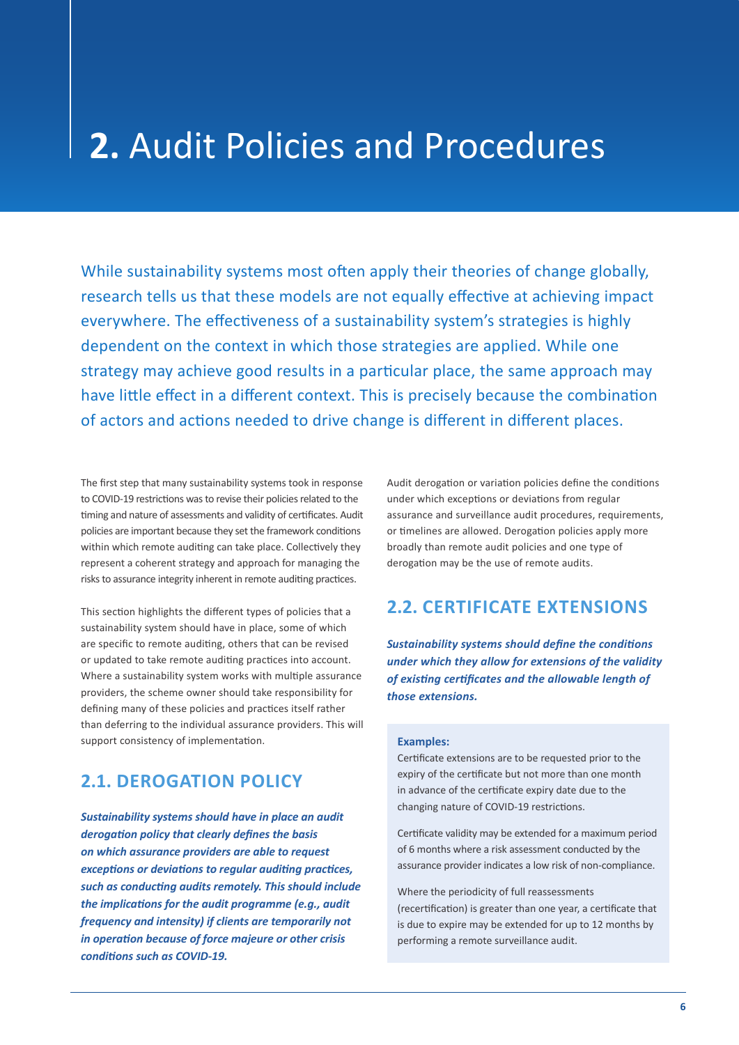# **2.** Audit Policies and Procedures

While sustainability systems most often apply their theories of change globally, research tells us that these models are not equally effective at achieving impact everywhere. The effectiveness of a sustainability system's strategies is highly dependent on the context in which those strategies are applied. While one strategy may achieve good results in a particular place, the same approach may have little effect in a different context. This is precisely because the combination of actors and actions needed to drive change is different in different places.

The first step that many sustainability systems took in response to COVID-19 restrictions was to revise their policies related to the timing and nature of assessments and validity of certificates. Audit policies are important because they set the framework conditions within which remote auditing can take place. Collectively they represent a coherent strategy and approach for managing the risks to assurance integrity inherent in remote auditing practices.

This section highlights the different types of policies that a sustainability system should have in place, some of which are specific to remote auditing, others that can be revised or updated to take remote auditing practices into account. Where a sustainability system works with multiple assurance providers, the scheme owner should take responsibility for defining many of these policies and practices itself rather than deferring to the individual assurance providers. This will support consistency of implementation.

## 2.1. DEROGATION POLICY

***Sustainability systems should have in place an audit derogation policy that clearly defines the basis on which assurance providers are able to request exceptions or deviations to regular auditing practices, such as conducting audits remotely. This should include the implications for the audit programme (e.g., audit frequency and intensity) if clients are temporarily not in operation because of force majeure or other crisis conditions such as COVID-19.***

Audit derogation or variation policies define the conditions under which exceptions or deviations from regular assurance and surveillance audit procedures, requirements, or timelines are allowed. Derogation policies apply more broadly than remote audit policies and one type of derogation may be the use of remote audits.

## 2.2. CERTIFICATE EXTENSIONS

***Sustainability systems should define the conditions under which they allow for extensions of the validity of existing certificates and the allowable length of those extensions.***

**Examples:**

Certificate extensions are to be requested prior to the expiry of the certificate but not more than one month in advance of the certificate expiry date due to the changing nature of COVID-19 restrictions.

Certificate validity may be extended for a maximum period of 6 months where a risk assessment conducted by the assurance provider indicates a low risk of non-compliance.

Where the periodicity of full reassessments (recertification) is greater than one year, a certificate that is due to expire may be extended for up to 12 months by performing a remote surveillance audit.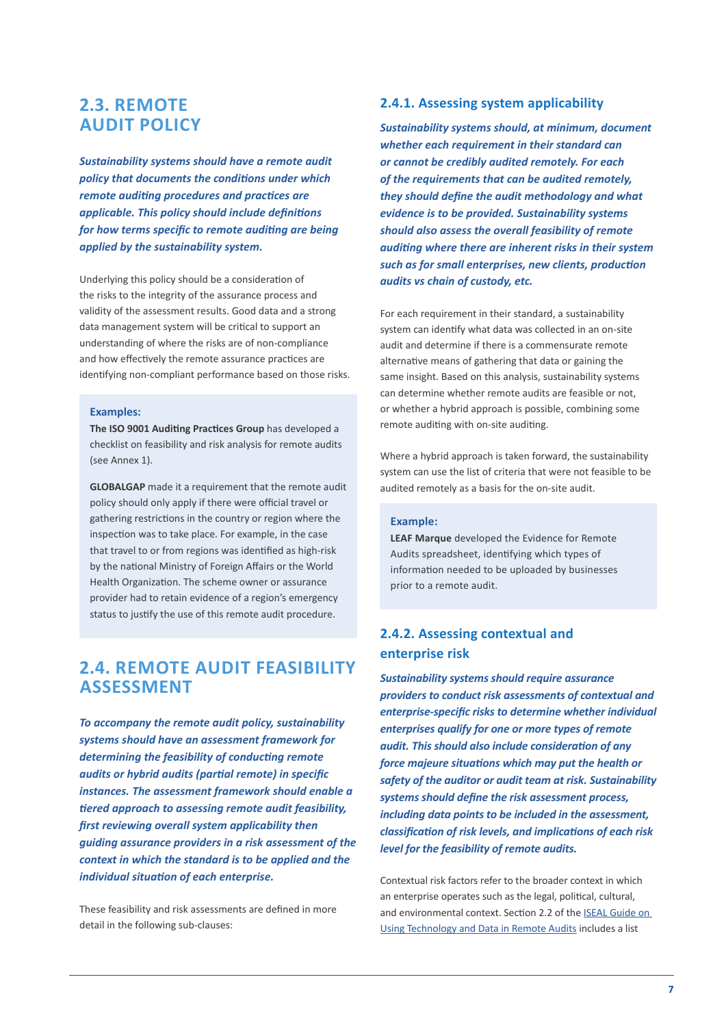## 2.3. REMOTE AUDIT POLICY

***Sustainability systems should have a remote audit policy that documents the conditions under which remote auditing procedures and practices are applicable. This policy should include definitions for how terms specific to remote auditing are being applied by the sustainability system.***

Underlying this policy should be a consideration of the risks to the integrity of the assurance process and validity of the assessment results. Good data and a strong data management system will be critical to support an understanding of where the risks are of non-compliance and how effectively the remote assurance practices are identifying non-compliant performance based on those risks.

> **Examples:**
>
> **The ISO 9001 Auditing Practices Group** has developed a checklist on feasibility and risk analysis for remote audits (see Annex 1).
>
> **GLOBALGAP** made it a requirement that the remote audit policy should only apply if there were official travel or gathering restrictions in the country or region where the inspection was to take place. For example, in the case that travel to or from regions was identified as high-risk by the national Ministry of Foreign Affairs or the World Health Organization. The scheme owner or assurance provider had to retain evidence of a region's emergency status to justify the use of this remote audit procedure.

## 2.4. REMOTE AUDIT FEASIBILITY ASSESSMENT

***To accompany the remote audit policy, sustainability systems should have an assessment framework for determining the feasibility of conducting remote audits or hybrid audits (partial remote) in specific instances. The assessment framework should enable a tiered approach to assessing remote audit feasibility, first reviewing overall system applicability then guiding assurance providers in a risk assessment of the context in which the standard is to be applied and the individual situation of each enterprise.***

These feasibility and risk assessments are defined in more detail in the following sub-clauses:

### 2.4.1. Assessing system applicability

***Sustainability systems should, at minimum, document whether each requirement in their standard can or cannot be credibly audited remotely. For each of the requirements that can be audited remotely, they should define the audit methodology and what evidence is to be provided. Sustainability systems should also assess the overall feasibility of remote auditing where there are inherent risks in their system such as for small enterprises, new clients, production audits vs chain of custody, etc.***

For each requirement in their standard, a sustainability system can identify what data was collected in an on-site audit and determine if there is a commensurate remote alternative means of gathering that data or gaining the same insight. Based on this analysis, sustainability systems can determine whether remote audits are feasible or not, or whether a hybrid approach is possible, combining some remote auditing with on-site auditing.

Where a hybrid approach is taken forward, the sustainability system can use the list of criteria that were not feasible to be audited remotely as a basis for the on-site audit.

> **Example:**
>
> **LEAF Marque** developed the Evidence for Remote Audits spreadsheet, identifying which types of information needed to be uploaded by businesses prior to a remote audit.

### 2.4.2. Assessing contextual and enterprise risk

***Sustainability systems should require assurance providers to conduct risk assessments of contextual and enterprise-specific risks to determine whether individual enterprises qualify for one or more types of remote audit. This should also include consideration of any force majeure situations which may put the health or safety of the auditor or audit team at risk. Sustainability systems should define the risk assessment process, including data points to be included in the assessment, classification of risk levels, and implications of each risk level for the feasibility of remote audits.***

Contextual risk factors refer to the broader context in which an enterprise operates such as the legal, political, cultural, and environmental context. Section 2.2 of the [ISEAL Guide on Using Technology and Data in Remote Audits]() includes a list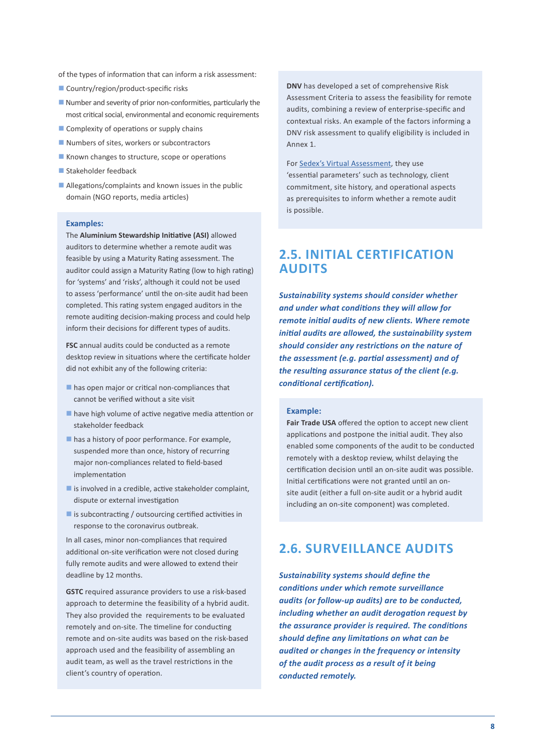of the types of information that can inform a risk assessment:

- Country/region/product-specific risks
- Number and severity of prior non-conformities, particularly the most critical social, environmental and economic requirements
- Complexity of operations or supply chains
- Numbers of sites, workers or subcontractors
- Known changes to structure, scope or operations
- Stakeholder feedback
- Allegations/complaints and known issues in the public domain (NGO reports, media articles)

**Examples:**

The **Aluminium Stewardship Initiative (ASI)** allowed auditors to determine whether a remote audit was feasible by using a Maturity Rating assessment. The auditor could assign a Maturity Rating (low to high rating) for 'systems' and 'risks', although it could not be used to assess 'performance' until the on-site audit had been completed. This rating system engaged auditors in the remote auditing decision-making process and could help inform their decisions for different types of audits.

**FSC** annual audits could be conducted as a remote desktop review in situations where the certificate holder did not exhibit any of the following criteria:

- has open major or critical non-compliances that cannot be verified without a site visit
- have high volume of active negative media attention or stakeholder feedback
- has a history of poor performance. For example, suspended more than once, history of recurring major non-compliances related to field-based implementation
- is involved in a credible, active stakeholder complaint, dispute or external investigation
- is subcontracting / outsourcing certified activities in response to the coronavirus outbreak.

In all cases, minor non-compliances that required additional on-site verification were not closed during fully remote audits and were allowed to extend their deadline by 12 months.

**GSTC** required assurance providers to use a risk-based approach to determine the feasibility of a hybrid audit. They also provided the requirements to be evaluated remotely and on-site. The timeline for conducting remote and on-site audits was based on the risk-based approach used and the feasibility of assembling an audit team, as well as the travel restrictions in the client's country of operation.

**DNV** has developed a set of comprehensive Risk Assessment Criteria to assess the feasibility for remote audits, combining a review of enterprise-specific and contextual risks. An example of the factors informing a DNV risk assessment to qualify eligibility is included in Annex 1.

For Sedex's Virtual Assessment, they use 'essential parameters' such as technology, client commitment, site history, and operational aspects as prerequisites to inform whether a remote audit is possible.

## 2.5. INITIAL CERTIFICATION AUDITS

***Sustainability systems should consider whether and under what conditions they will allow for remote initial audits of new clients. Where remote initial audits are allowed, the sustainability system should consider any restrictions on the nature of the assessment (e.g. partial assessment) and of the resulting assurance status of the client (e.g. conditional certification).***

**Example:**

**Fair Trade USA** offered the option to accept new client applications and postpone the initial audit. They also enabled some components of the audit to be conducted remotely with a desktop review, whilst delaying the certification decision until an on-site audit was possible. Initial certifications were not granted until an on-site audit (either a full on-site audit or a hybrid audit including an on-site component) was completed.

## 2.6. SURVEILLANCE AUDITS

***Sustainability systems should define the conditions under which remote surveillance audits (or follow-up audits) are to be conducted, including whether an audit derogation request by the assurance provider is required. The conditions should define any limitations on what can be audited or changes in the frequency or intensity of the audit process as a result of it being conducted remotely.***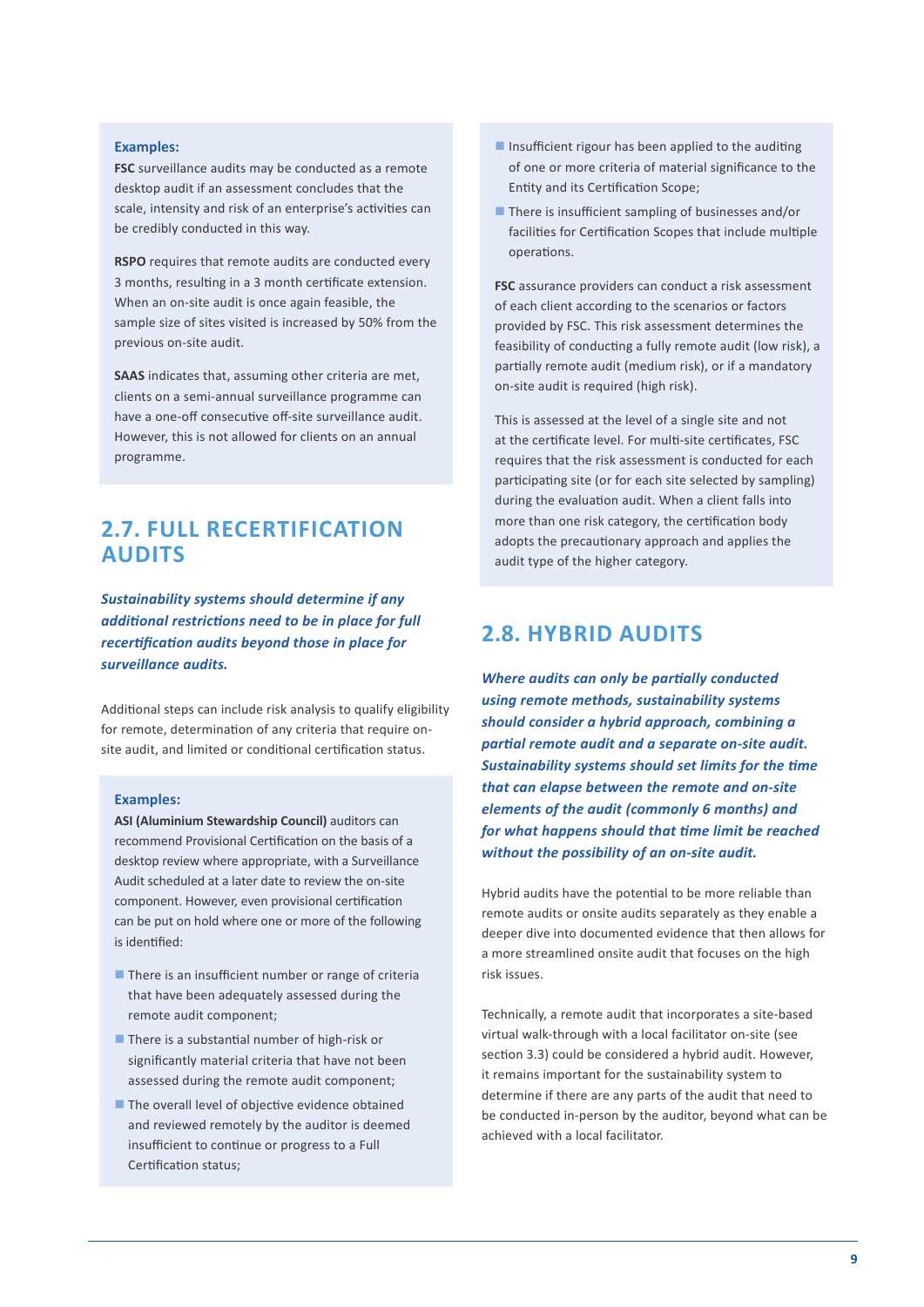**Examples:**

**FSC** surveillance audits may be conducted as a remote desktop audit if an assessment concludes that the scale, intensity and risk of an enterprise's activities can be credibly conducted in this way.

**RSPO** requires that remote audits are conducted every 3 months, resulting in a 3 month certificate extension. When an on-site audit is once again feasible, the sample size of sites visited is increased by 50% from the previous on-site audit.

**SAAS** indicates that, assuming other criteria are met, clients on a semi-annual surveillance programme can have a one-off consecutive off-site surveillance audit. However, this is not allowed for clients on an annual programme.

## 2.7. FULL RECERTIFICATION AUDITS

***Sustainability systems should determine if any additional restrictions need to be in place for full recertification audits beyond those in place for surveillance audits.***

Additional steps can include risk analysis to qualify eligibility for remote, determination of any criteria that require on-site audit, and limited or conditional certification status.

**Examples:**

**ASI (Aluminium Stewardship Council)** auditors can recommend Provisional Certification on the basis of a desktop review where appropriate, with a Surveillance Audit scheduled at a later date to review the on-site component. However, even provisional certification can be put on hold where one or more of the following is identified:

- There is an insufficient number or range of criteria that have been adequately assessed during the remote audit component;
- There is a substantial number of high-risk or significantly material criteria that have not been assessed during the remote audit component;
- The overall level of objective evidence obtained and reviewed remotely by the auditor is deemed insufficient to continue or progress to a Full Certification status;
- Insufficient rigour has been applied to the auditing of one or more criteria of material significance to the Entity and its Certification Scope;
- There is insufficient sampling of businesses and/or facilities for Certification Scopes that include multiple operations.

**FSC** assurance providers can conduct a risk assessment of each client according to the scenarios or factors provided by FSC. This risk assessment determines the feasibility of conducting a fully remote audit (low risk), a partially remote audit (medium risk), or if a mandatory on-site audit is required (high risk).

This is assessed at the level of a single site and not at the certificate level. For multi-site certificates, FSC requires that the risk assessment is conducted for each participating site (or for each site selected by sampling) during the evaluation audit. When a client falls into more than one risk category, the certification body adopts the precautionary approach and applies the audit type of the higher category.

## 2.8. HYBRID AUDITS

***Where audits can only be partially conducted using remote methods, sustainability systems should consider a hybrid approach, combining a partial remote audit and a separate on-site audit. Sustainability systems should set limits for the time that can elapse between the remote and on-site elements of the audit (commonly 6 months) and for what happens should that time limit be reached without the possibility of an on-site audit.***

Hybrid audits have the potential to be more reliable than remote audits or onsite audits separately as they enable a deeper dive into documented evidence that then allows for a more streamlined onsite audit that focuses on the high risk issues.

Technically, a remote audit that incorporates a site-based virtual walk-through with a local facilitator on-site (see section 3.3) could be considered a hybrid audit. However, it remains important for the sustainability system to determine if there are any parts of the audit that need to be conducted in-person by the auditor, beyond what can be achieved with a local facilitator.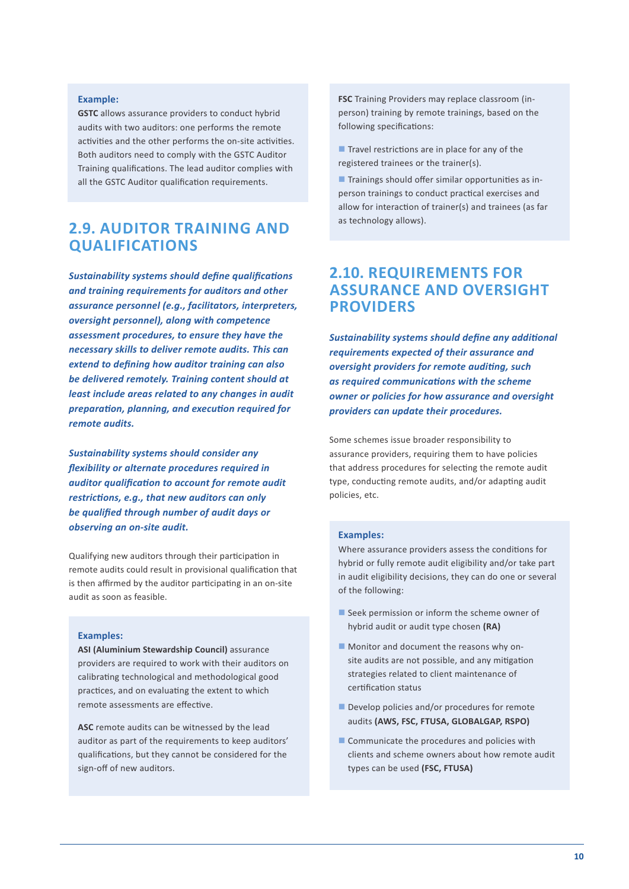**Example:**
**GSTC** allows assurance providers to conduct hybrid audits with two auditors: one performs the remote activities and the other performs the on-site activities. Both auditors need to comply with the GSTC Auditor Training qualifications. The lead auditor complies with all the GSTC Auditor qualification requirements.

## 2.9. AUDITOR TRAINING AND QUALIFICATIONS

***Sustainability systems should define qualifications and training requirements for auditors and other assurance personnel (e.g., facilitators, interpreters, oversight personnel), along with competence assessment procedures, to ensure they have the necessary skills to deliver remote audits. This can extend to defining how auditor training can also be delivered remotely. Training content should at least include areas related to any changes in audit preparation, planning, and execution required for remote audits.***

***Sustainability systems should consider any flexibility or alternate procedures required in auditor qualification to account for remote audit restrictions, e.g., that new auditors can only be qualified through number of audit days or observing an on-site audit.***

Qualifying new auditors through their participation in remote audits could result in provisional qualification that is then affirmed by the auditor participating in an on-site audit as soon as feasible.

**Examples:**
**ASI (Aluminium Stewardship Council)** assurance providers are required to work with their auditors on calibrating technological and methodological good practices, and on evaluating the extent to which remote assessments are effective.

**ASC** remote audits can be witnessed by the lead auditor as part of the requirements to keep auditors' qualifications, but they cannot be considered for the sign-off of new auditors.

**FSC** Training Providers may replace classroom (in-person) training by remote trainings, based on the following specifications:

- Travel restrictions are in place for any of the registered trainees or the trainer(s).
- Trainings should offer similar opportunities as in-person trainings to conduct practical exercises and allow for interaction of trainer(s) and trainees (as far as technology allows).

## 2.10. REQUIREMENTS FOR ASSURANCE AND OVERSIGHT PROVIDERS

***Sustainability systems should define any additional requirements expected of their assurance and oversight providers for remote auditing, such as required communications with the scheme owner or policies for how assurance and oversight providers can update their procedures.***

Some schemes issue broader responsibility to assurance providers, requiring them to have policies that address procedures for selecting the remote audit type, conducting remote audits, and/or adapting audit policies, etc.

**Examples:**
Where assurance providers assess the conditions for hybrid or fully remote audit eligibility and/or take part in audit eligibility decisions, they can do one or several of the following:

- Seek permission or inform the scheme owner of hybrid audit or audit type chosen **(RA)**
- Monitor and document the reasons why on-site audits are not possible, and any mitigation strategies related to client maintenance of certification status
- Develop policies and/or procedures for remote audits **(AWS, FSC, FTUSA, GLOBALGAP, RSPO)**
- Communicate the procedures and policies with clients and scheme owners about how remote audit types can be used **(FSC, FTUSA)**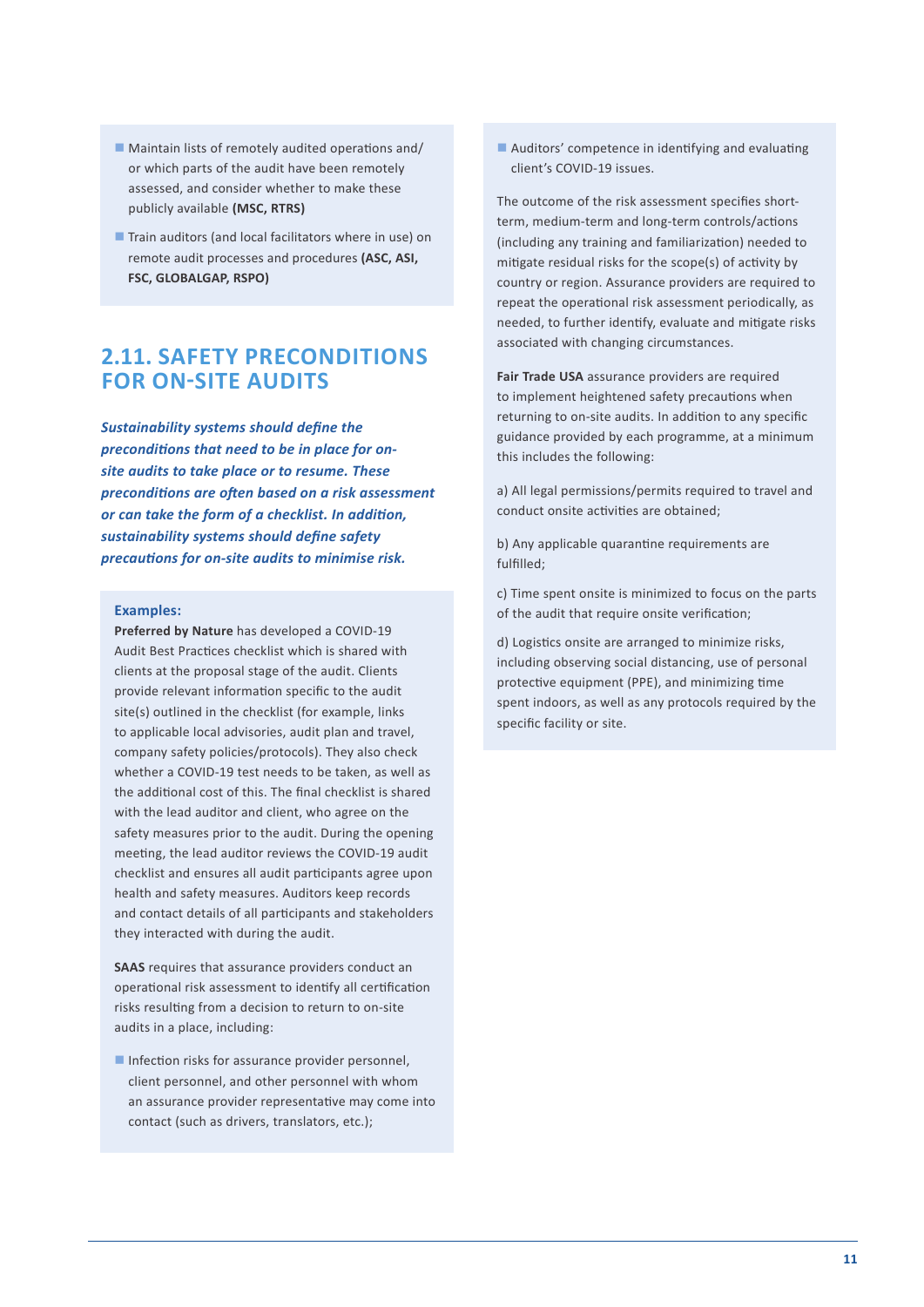- Maintain lists of remotely audited operations and/or which parts of the audit have been remotely assessed, and consider whether to make these publicly available **(MSC, RTRS)**
- Train auditors (and local facilitators where in use) on remote audit processes and procedures **(ASC, ASI, FSC, GLOBALGAP, RSPO)**

## 2.11. SAFETY PRECONDITIONS FOR ON-SITE AUDITS

***Sustainability systems should define the preconditions that need to be in place for on-site audits to take place or to resume. These preconditions are often based on a risk assessment or can take the form of a checklist. In addition, sustainability systems should define safety precautions for on-site audits to minimise risk.***

**Examples:**

**Preferred by Nature** has developed a COVID-19 Audit Best Practices checklist which is shared with clients at the proposal stage of the audit. Clients provide relevant information specific to the audit site(s) outlined in the checklist (for example, links to applicable local advisories, audit plan and travel, company safety policies/protocols). They also check whether a COVID-19 test needs to be taken, as well as the additional cost of this. The final checklist is shared with the lead auditor and client, who agree on the safety measures prior to the audit. During the opening meeting, the lead auditor reviews the COVID-19 audit checklist and ensures all audit participants agree upon health and safety measures. Auditors keep records and contact details of all participants and stakeholders they interacted with during the audit.

**SAAS** requires that assurance providers conduct an operational risk assessment to identify all certification risks resulting from a decision to return to on-site audits in a place, including:

- Infection risks for assurance provider personnel, client personnel, and other personnel with whom an assurance provider representative may come into contact (such as drivers, translators, etc.);
- Auditors' competence in identifying and evaluating client's COVID-19 issues.

The outcome of the risk assessment specifies short-term, medium-term and long-term controls/actions (including any training and familiarization) needed to mitigate residual risks for the scope(s) of activity by country or region. Assurance providers are required to repeat the operational risk assessment periodically, as needed, to further identify, evaluate and mitigate risks associated with changing circumstances.

**Fair Trade USA** assurance providers are required to implement heightened safety precautions when returning to on-site audits. In addition to any specific guidance provided by each programme, at a minimum this includes the following:

a) All legal permissions/permits required to travel and conduct onsite activities are obtained;

b) Any applicable quarantine requirements are fulfilled;

c) Time spent onsite is minimized to focus on the parts of the audit that require onsite verification;

d) Logistics onsite are arranged to minimize risks, including observing social distancing, use of personal protective equipment (PPE), and minimizing time spent indoors, as well as any protocols required by the specific facility or site.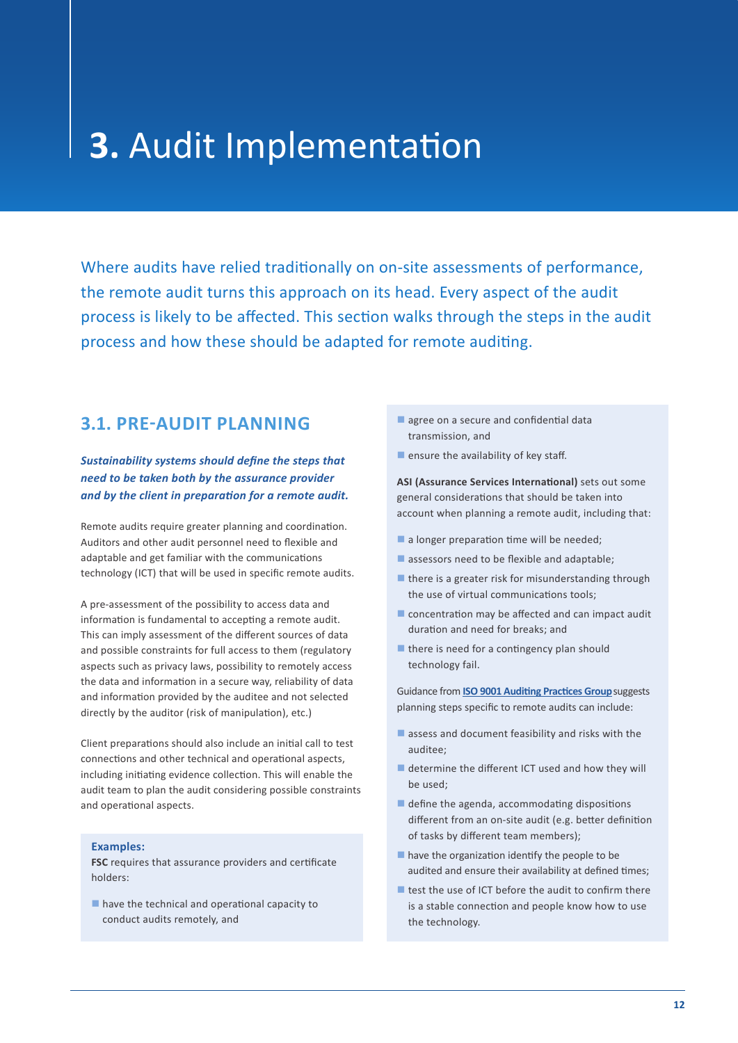# 3. Audit Implementation

Where audits have relied traditionally on on-site assessments of performance, the remote audit turns this approach on its head. Every aspect of the audit process is likely to be affected. This section walks through the steps in the audit process and how these should be adapted for remote auditing.

## 3.1. PRE-AUDIT PLANNING

***Sustainability systems should define the steps that need to be taken both by the assurance provider and by the client in preparation for a remote audit.***

Remote audits require greater planning and coordination. Auditors and other audit personnel need to flexible and adaptable and get familiar with the communications technology (ICT) that will be used in specific remote audits.

A pre-assessment of the possibility to access data and information is fundamental to accepting a remote audit. This can imply assessment of the different sources of data and possible constraints for full access to them (regulatory aspects such as privacy laws, possibility to remotely access the data and information in a secure way, reliability of data and information provided by the auditee and not selected directly by the auditor (risk of manipulation), etc.)

Client preparations should also include an initial call to test connections and other technical and operational aspects, including initiating evidence collection. This will enable the audit team to plan the audit considering possible constraints and operational aspects.

**Examples:**

**FSC** requires that assurance providers and certificate holders:

- have the technical and operational capacity to conduct audits remotely, and
- agree on a secure and confidential data transmission, and
- ensure the availability of key staff.

**ASI (Assurance Services International)** sets out some general considerations that should be taken into account when planning a remote audit, including that:

- a longer preparation time will be needed;
- assessors need to be flexible and adaptable;
- there is a greater risk for misunderstanding through the use of virtual communications tools;
- concentration may be affected and can impact audit duration and need for breaks; and
- there is need for a contingency plan should technology fail.

Guidance from **ISO 9001 Auditing Practices Group** suggests planning steps specific to remote audits can include:

- assess and document feasibility and risks with the auditee;
- determine the different ICT used and how they will be used;
- define the agenda, accommodating dispositions different from an on-site audit (e.g. better definition of tasks by different team members);
- have the organization identify the people to be audited and ensure their availability at defined times;
- test the use of ICT before the audit to confirm there is a stable connection and people know how to use the technology.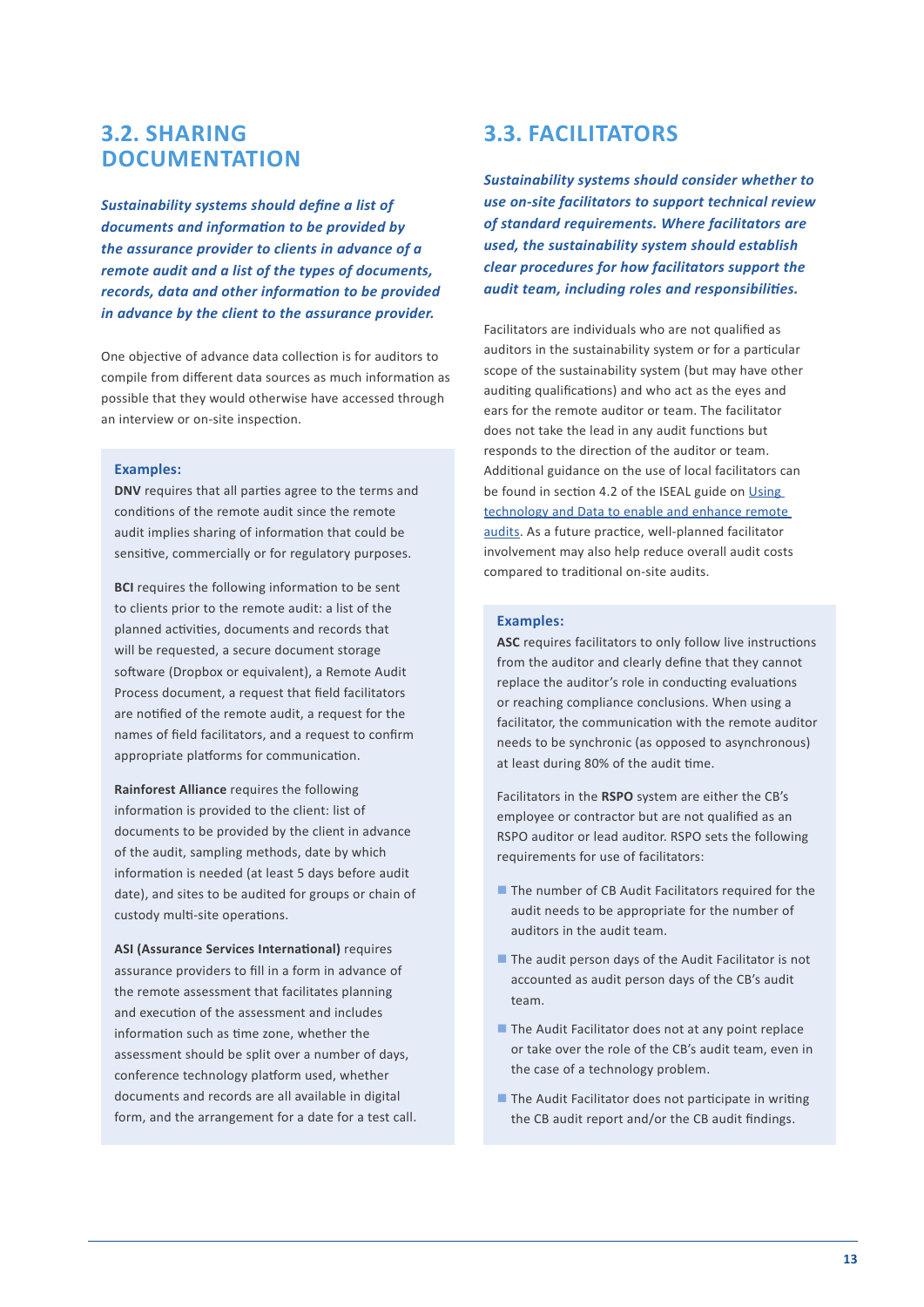## 3.2. SHARING DOCUMENTATION

***Sustainability systems should define a list of documents and information to be provided by the assurance provider to clients in advance of a remote audit and a list of the types of documents, records, data and other information to be provided in advance by the client to the assurance provider.***

One objective of advance data collection is for auditors to compile from different data sources as much information as possible that they would otherwise have accessed through an interview or on-site inspection.

**Examples:**

**DNV** requires that all parties agree to the terms and conditions of the remote audit since the remote audit implies sharing of information that could be sensitive, commercially or for regulatory purposes.

**BCI** requires the following information to be sent to clients prior to the remote audit: a list of the planned activities, documents and records that will be requested, a secure document storage software (Dropbox or equivalent), a Remote Audit Process document, a request that field facilitators are notified of the remote audit, a request for the names of field facilitators, and a request to confirm appropriate platforms for communication.

**Rainforest Alliance** requires the following information is provided to the client: list of documents to be provided by the client in advance of the audit, sampling methods, date by which information is needed (at least 5 days before audit date), and sites to be audited for groups or chain of custody multi-site operations.

**ASI (Assurance Services International)** requires assurance providers to fill in a form in advance of the remote assessment that facilitates planning and execution of the assessment and includes information such as time zone, whether the assessment should be split over a number of days, conference technology platform used, whether documents and records are all available in digital form, and the arrangement for a date for a test call.

## 3.3. FACILITATORS

***Sustainability systems should consider whether to use on-site facilitators to support technical review of standard requirements. Where facilitators are used, the sustainability system should establish clear procedures for how facilitators support the audit team, including roles and responsibilities.***

Facilitators are individuals who are not qualified as auditors in the sustainability system or for a particular scope of the sustainability system (but may have other auditing qualifications) and who act as the eyes and ears for the remote auditor or team. The facilitator does not take the lead in any audit functions but responds to the direction of the auditor or team. Additional guidance on the use of local facilitators can be found in section 4.2 of the ISEAL guide on Using technology and Data to enable and enhance remote audits. As a future practice, well-planned facilitator involvement may also help reduce overall audit costs compared to traditional on-site audits.

**Examples:**

**ASC** requires facilitators to only follow live instructions from the auditor and clearly define that they cannot replace the auditor's role in conducting evaluations or reaching compliance conclusions. When using a facilitator, the communication with the remote auditor needs to be synchronic (as opposed to asynchronous) at least during 80% of the audit time.

Facilitators in the **RSPO** system are either the CB's employee or contractor but are not qualified as an RSPO auditor or lead auditor. RSPO sets the following requirements for use of facilitators:

- The number of CB Audit Facilitators required for the audit needs to be appropriate for the number of auditors in the audit team.
- The audit person days of the Audit Facilitator is not accounted as audit person days of the CB's audit team.
- The Audit Facilitator does not at any point replace or take over the role of the CB's audit team, even in the case of a technology problem.
- The Audit Facilitator does not participate in writing the CB audit report and/or the CB audit findings.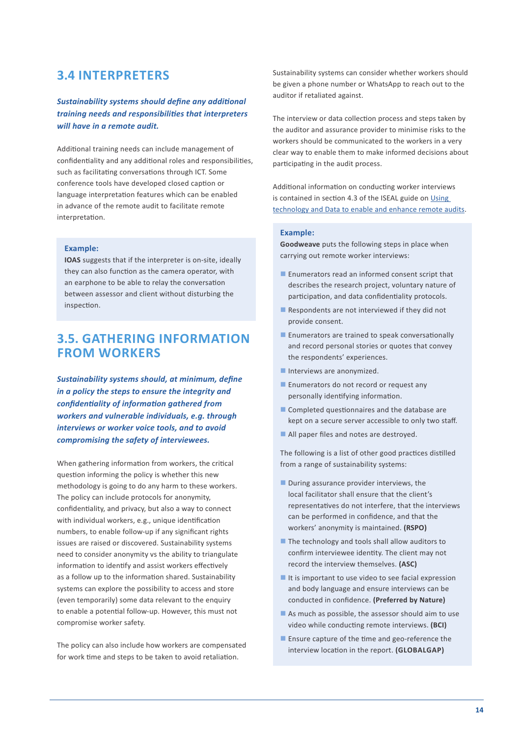## 3.4 INTERPRETERS

***Sustainability systems should define any additional training needs and responsibilities that interpreters will have in a remote audit.***

Additional training needs can include management of confidentiality and any additional roles and responsibilities, such as facilitating conversations through ICT. Some conference tools have developed closed caption or language interpretation features which can be enabled in advance of the remote audit to facilitate remote interpretation.

> **Example:**
> **IOAS** suggests that if the interpreter is on-site, ideally they can also function as the camera operator, with an earphone to be able to relay the conversation between assessor and client without disturbing the inspection.

## 3.5. GATHERING INFORMATION FROM WORKERS

***Sustainability systems should, at minimum, define in a policy the steps to ensure the integrity and confidentiality of information gathered from workers and vulnerable individuals, e.g. through interviews or worker voice tools, and to avoid compromising the safety of interviewees.***

When gathering information from workers, the critical question informing the policy is whether this new methodology is going to do any harm to these workers. The policy can include protocols for anonymity, confidentiality, and privacy, but also a way to connect with individual workers, e.g., unique identification numbers, to enable follow-up if any significant rights issues are raised or discovered. Sustainability systems need to consider anonymity vs the ability to triangulate information to identify and assist workers effectively as a follow up to the information shared. Sustainability systems can explore the possibility to access and store (even temporarily) some data relevant to the enquiry to enable a potential follow-up. However, this must not compromise worker safety.

The policy can also include how workers are compensated for work time and steps to be taken to avoid retaliation. Sustainability systems can consider whether workers should be given a phone number or WhatsApp to reach out to the auditor if retaliated against.

The interview or data collection process and steps taken by the auditor and assurance provider to minimise risks to the workers should be communicated to the workers in a very clear way to enable them to make informed decisions about participating in the audit process.

Additional information on conducting worker interviews is contained in section 4.3 of the ISEAL guide on Using technology and Data to enable and enhance remote audits.

> **Example:**
> **Goodweave** puts the following steps in place when carrying out remote worker interviews:
>
> - Enumerators read an informed consent script that describes the research project, voluntary nature of participation, and data confidentiality protocols.
> - Respondents are not interviewed if they did not provide consent.
> - Enumerators are trained to speak conversationally and record personal stories or quotes that convey the respondents' experiences.
> - Interviews are anonymized.
> - Enumerators do not record or request any personally identifying information.
> - Completed questionnaires and the database are kept on a secure server accessible to only two staff.
> - All paper files and notes are destroyed.
>
> The following is a list of other good practices distilled from a range of sustainability systems:
>
> - During assurance provider interviews, the local facilitator shall ensure that the client's representatives do not interfere, that the interviews can be performed in confidence, and that the workers' anonymity is maintained. **(RSPO)**
> - The technology and tools shall allow auditors to confirm interviewee identity. The client may not record the interview themselves. **(ASC)**
> - It is important to use video to see facial expression and body language and ensure interviews can be conducted in confidence. **(Preferred by Nature)**
> - As much as possible, the assessor should aim to use video while conducting remote interviews. **(BCI)**
> - Ensure capture of the time and geo-reference the interview location in the report. **(GLOBALGAP)**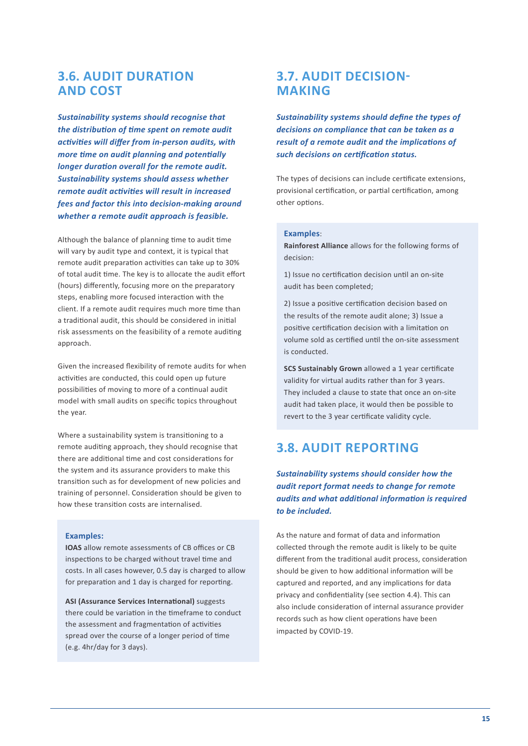## 3.6. AUDIT DURATION AND COST

***Sustainability systems should recognise that the distribution of time spent on remote audit activities will differ from in-person audits, with more time on audit planning and potentially longer duration overall for the remote audit. Sustainability systems should assess whether remote audit activities will result in increased fees and factor this into decision-making around whether a remote audit approach is feasible.***

Although the balance of planning time to audit time will vary by audit type and context, it is typical that remote audit preparation activities can take up to 30% of total audit time. The key is to allocate the audit effort (hours) differently, focusing more on the preparatory steps, enabling more focused interaction with the client. If a remote audit requires much more time than a traditional audit, this should be considered in initial risk assessments on the feasibility of a remote auditing approach.

Given the increased flexibility of remote audits for when activities are conducted, this could open up future possibilities of moving to more of a continual audit model with small audits on specific topics throughout the year.

Where a sustainability system is transitioning to a remote auditing approach, they should recognise that there are additional time and cost considerations for the system and its assurance providers to make this transition such as for development of new policies and training of personnel. Consideration should be given to how these transition costs are internalised.

**Examples:**

**IOAS** allow remote assessments of CB offices or CB inspections to be charged without travel time and costs. In all cases however, 0.5 day is charged to allow for preparation and 1 day is charged for reporting.

**ASI (Assurance Services International)** suggests there could be variation in the timeframe to conduct the assessment and fragmentation of activities spread over the course of a longer period of time (e.g. 4hr/day for 3 days).

## 3.7. AUDIT DECISION-MAKING

***Sustainability systems should define the types of decisions on compliance that can be taken as a result of a remote audit and the implications of such decisions on certification status.***

The types of decisions can include certificate extensions, provisional certification, or partial certification, among other options.

**Examples**:

**Rainforest Alliance** allows for the following forms of decision:

1) Issue no certification decision until an on-site audit has been completed;

2) Issue a positive certification decision based on the results of the remote audit alone; 3) Issue a positive certification decision with a limitation on volume sold as certified until the on-site assessment is conducted.

**SCS Sustainably Grown** allowed a 1 year certificate validity for virtual audits rather than for 3 years. They included a clause to state that once an on-site audit had taken place, it would then be possible to revert to the 3 year certificate validity cycle.

## 3.8. AUDIT REPORTING

***Sustainability systems should consider how the audit report format needs to change for remote audits and what additional information is required to be included.***

As the nature and format of data and information collected through the remote audit is likely to be quite different from the traditional audit process, consideration should be given to how additional information will be captured and reported, and any implications for data privacy and confidentiality (see section 4.4). This can also include consideration of internal assurance provider records such as how client operations have been impacted by COVID-19.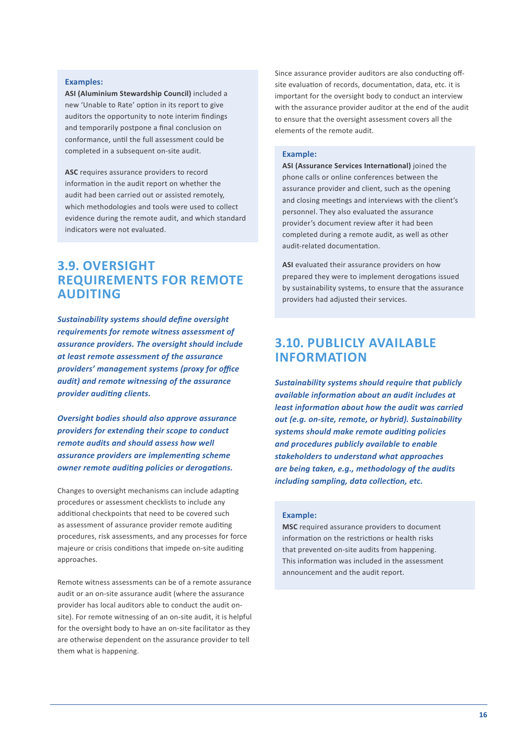**Examples:**

**ASI (Aluminium Stewardship Council)** included a new 'Unable to Rate' option in its report to give auditors the opportunity to note interim findings and temporarily postpone a final conclusion on conformance, until the full assessment could be completed in a subsequent on-site audit.

**ASC** requires assurance providers to record information in the audit report on whether the audit had been carried out or assisted remotely, which methodologies and tools were used to collect evidence during the remote audit, and which standard indicators were not evaluated.

## 3.9. OVERSIGHT REQUIREMENTS FOR REMOTE AUDITING

***Sustainability systems should define oversight requirements for remote witness assessment of assurance providers. The oversight should include at least remote assessment of the assurance providers' management systems (proxy for office audit) and remote witnessing of the assurance provider auditing clients.***

***Oversight bodies should also approve assurance providers for extending their scope to conduct remote audits and should assess how well assurance providers are implementing scheme owner remote auditing policies or derogations.***

Changes to oversight mechanisms can include adapting procedures or assessment checklists to include any additional checkpoints that need to be covered such as assessment of assurance provider remote auditing procedures, risk assessments, and any processes for force majeure or crisis conditions that impede on-site auditing approaches.

Remote witness assessments can be of a remote assurance audit or an on-site assurance audit (where the assurance provider has local auditors able to conduct the audit on-site). For remote witnessing of an on-site audit, it is helpful for the oversight body to have an on-site facilitator as they are otherwise dependent on the assurance provider to tell them what is happening.

Since assurance provider auditors are also conducting off-site evaluation of records, documentation, data, etc. it is important for the oversight body to conduct an interview with the assurance provider auditor at the end of the audit to ensure that the oversight assessment covers all the elements of the remote audit.

**Example:**

**ASI (Assurance Services International)** joined the phone calls or online conferences between the assurance provider and client, such as the opening and closing meetings and interviews with the client's personnel. They also evaluated the assurance provider's document review after it had been completed during a remote audit, as well as other audit-related documentation.

**ASI** evaluated their assurance providers on how prepared they were to implement derogations issued by sustainability systems, to ensure that the assurance providers had adjusted their services.

## 3.10. PUBLICLY AVAILABLE INFORMATION

***Sustainability systems should require that publicly available information about an audit includes at least information about how the audit was carried out (e.g. on-site, remote, or hybrid). Sustainability systems should make remote auditing policies and procedures publicly available to enable stakeholders to understand what approaches are being taken, e.g., methodology of the audits including sampling, data collection, etc.***

**Example:**

**MSC** required assurance providers to document information on the restrictions or health risks that prevented on-site audits from happening. This information was included in the assessment announcement and the audit report.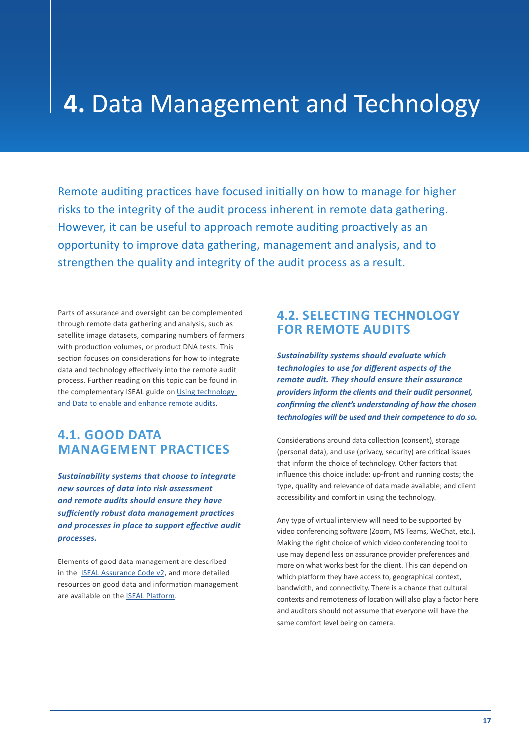# **4.** Data Management and Technology

Remote auditing practices have focused initially on how to manage for higher risks to the integrity of the audit process inherent in remote data gathering. However, it can be useful to approach remote auditing proactively as an opportunity to improve data gathering, management and analysis, and to strengthen the quality and integrity of the audit process as a result.

Parts of assurance and oversight can be complemented through remote data gathering and analysis, such as satellite image datasets, comparing numbers of farmers with production volumes, or product DNA tests. This section focuses on considerations for how to integrate data and technology effectively into the remote audit process. Further reading on this topic can be found in the complementary ISEAL guide on [Using technology and Data to enable and enhance remote audits](#).

## 4.1. GOOD DATA MANAGEMENT PRACTICES

***Sustainability systems that choose to integrate new sources of data into risk assessment and remote audits should ensure they have sufficiently robust data management practices and processes in place to support effective audit processes.***

Elements of good data management are described in the [ISEAL Assurance Code v2](#), and more detailed resources on good data and information management are available on the [ISEAL Platform](#).

## 4.2. SELECTING TECHNOLOGY FOR REMOTE AUDITS

***Sustainability systems should evaluate which technologies to use for different aspects of the remote audit. They should ensure their assurance providers inform the clients and their audit personnel, confirming the client's understanding of how the chosen technologies will be used and their competence to do so.***

Considerations around data collection (consent), storage (personal data), and use (privacy, security) are critical issues that inform the choice of technology. Other factors that influence this choice include: up-front and running costs; the type, quality and relevance of data made available; and client accessibility and comfort in using the technology.

Any type of virtual interview will need to be supported by video conferencing software (Zoom, MS Teams, WeChat, etc.). Making the right choice of which video conferencing tool to use may depend less on assurance provider preferences and more on what works best for the client. This can depend on which platform they have access to, geographical context, bandwidth, and connectivity. There is a chance that cultural contexts and remoteness of location will also play a factor here and auditors should not assume that everyone will have the same comfort level being on camera.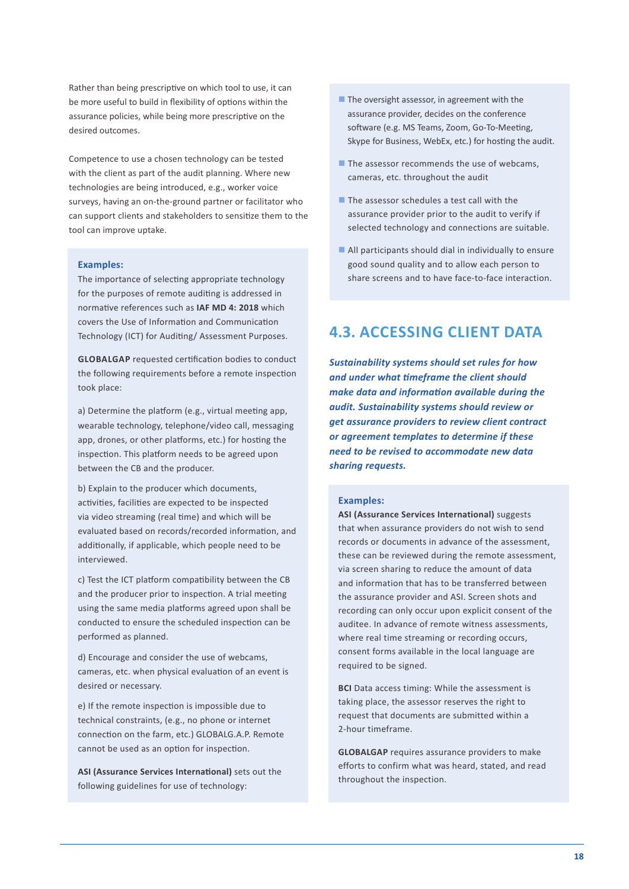Rather than being prescriptive on which tool to use, it can be more useful to build in flexibility of options within the assurance policies, while being more prescriptive on the desired outcomes.

Competence to use a chosen technology can be tested with the client as part of the audit planning. Where new technologies are being introduced, e.g., worker voice surveys, having an on-the-ground partner or facilitator who can support clients and stakeholders to sensitize them to the tool can improve uptake.

**Examples:**

The importance of selecting appropriate technology for the purposes of remote auditing is addressed in normative references such as **IAF MD 4: 2018** which covers the Use of Information and Communication Technology (ICT) for Auditing/ Assessment Purposes.

**GLOBALGAP** requested certification bodies to conduct the following requirements before a remote inspection took place:

a) Determine the platform (e.g., virtual meeting app, wearable technology, telephone/video call, messaging app, drones, or other platforms, etc.) for hosting the inspection. This platform needs to be agreed upon between the CB and the producer.

b) Explain to the producer which documents, activities, facilities are expected to be inspected via video streaming (real time) and which will be evaluated based on records/recorded information, and additionally, if applicable, which people need to be interviewed.

c) Test the ICT platform compatibility between the CB and the producer prior to inspection. A trial meeting using the same media platforms agreed upon shall be conducted to ensure the scheduled inspection can be performed as planned.

d) Encourage and consider the use of webcams, cameras, etc. when physical evaluation of an event is desired or necessary.

e) If the remote inspection is impossible due to technical constraints, (e.g., no phone or internet connection on the farm, etc.) GLOBALG.A.P. Remote cannot be used as an option for inspection.

**ASI (Assurance Services International)** sets out the following guidelines for use of technology:

- The oversight assessor, in agreement with the assurance provider, decides on the conference software (e.g. MS Teams, Zoom, Go-To-Meeting, Skype for Business, WebEx, etc.) for hosting the audit.
- The assessor recommends the use of webcams, cameras, etc. throughout the audit
- The assessor schedules a test call with the assurance provider prior to the audit to verify if selected technology and connections are suitable.
- All participants should dial in individually to ensure good sound quality and to allow each person to share screens and to have face-to-face interaction.

## 4.3. ACCESSING CLIENT DATA

***Sustainability systems should set rules for how and under what timeframe the client should make data and information available during the audit. Sustainability systems should review or get assurance providers to review client contract or agreement templates to determine if these need to be revised to accommodate new data sharing requests.***

**Examples:**

**ASI (Assurance Services International)** suggests that when assurance providers do not wish to send records or documents in advance of the assessment, these can be reviewed during the remote assessment, via screen sharing to reduce the amount of data and information that has to be transferred between the assurance provider and ASI. Screen shots and recording can only occur upon explicit consent of the auditee. In advance of remote witness assessments, where real time streaming or recording occurs, consent forms available in the local language are required to be signed.

**BCI** Data access timing: While the assessment is taking place, the assessor reserves the right to request that documents are submitted within a 2-hour timeframe.

**GLOBALGAP** requires assurance providers to make efforts to confirm what was heard, stated, and read throughout the inspection.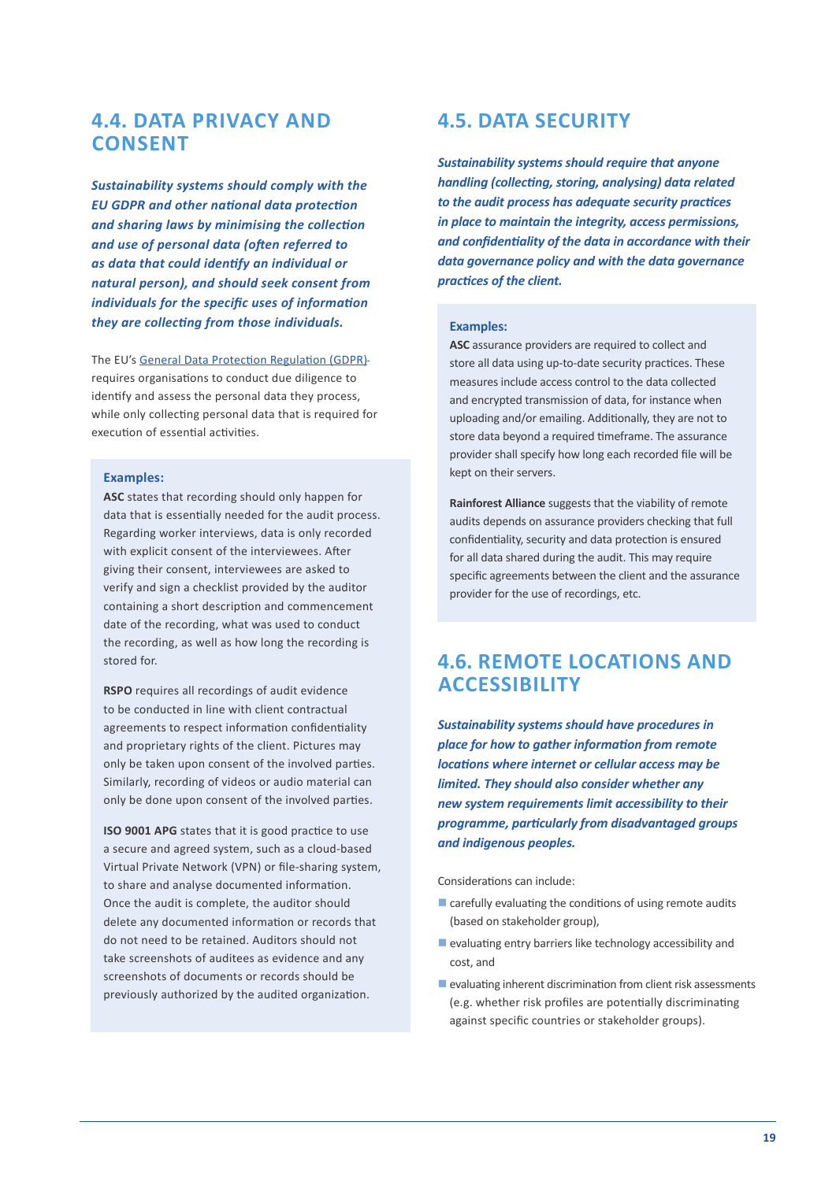## 4.4. DATA PRIVACY AND CONSENT

***Sustainability systems should comply with the EU GDPR and other national data protection and sharing laws by minimising the collection and use of personal data (often referred to as data that could identify an individual or natural person), and should seek consent from individuals for the specific uses of information they are collecting from those individuals.***

The EU's General Data Protection Regulation (GDPR) requires organisations to conduct due diligence to identify and assess the personal data they process, while only collecting personal data that is required for execution of essential activities.

**Examples:**

**ASC** states that recording should only happen for data that is essentially needed for the audit process. Regarding worker interviews, data is only recorded with explicit consent of the interviewees. After giving their consent, interviewees are asked to verify and sign a checklist provided by the auditor containing a short description and commencement date of the recording, what was used to conduct the recording, as well as how long the recording is stored for.

**RSPO** requires all recordings of audit evidence to be conducted in line with client contractual agreements to respect information confidentiality and proprietary rights of the client. Pictures may only be taken upon consent of the involved parties. Similarly, recording of videos or audio material can only be done upon consent of the involved parties.

**ISO 9001 APG** states that it is good practice to use a secure and agreed system, such as a cloud-based Virtual Private Network (VPN) or file-sharing system, to share and analyse documented information. Once the audit is complete, the auditor should delete any documented information or records that do not need to be retained. Auditors should not take screenshots of auditees as evidence and any screenshots of documents or records should be previously authorized by the audited organization.

## 4.5. DATA SECURITY

***Sustainability systems should require that anyone handling (collecting, storing, analysing) data related to the audit process has adequate security practices in place to maintain the integrity, access permissions, and confidentiality of the data in accordance with their data governance policy and with the data governance practices of the client.***

**Examples:**

**ASC** assurance providers are required to collect and store all data using up-to-date security practices. These measures include access control to the data collected and encrypted transmission of data, for instance when uploading and/or emailing. Additionally, they are not to store data beyond a required timeframe. The assurance provider shall specify how long each recorded file will be kept on their servers.

**Rainforest Alliance** suggests that the viability of remote audits depends on assurance providers checking that full confidentiality, security and data protection is ensured for all data shared during the audit. This may require specific agreements between the client and the assurance provider for the use of recordings, etc.

## 4.6. REMOTE LOCATIONS AND ACCESSIBILITY

***Sustainability systems should have procedures in place for how to gather information from remote locations where internet or cellular access may be limited. They should also consider whether any new system requirements limit accessibility to their programme, particularly from disadvantaged groups and indigenous peoples.***

Considerations can include:

- carefully evaluating the conditions of using remote audits (based on stakeholder group),
- evaluating entry barriers like technology accessibility and cost, and
- evaluating inherent discrimination from client risk assessments (e.g. whether risk profiles are potentially discriminating against specific countries or stakeholder groups).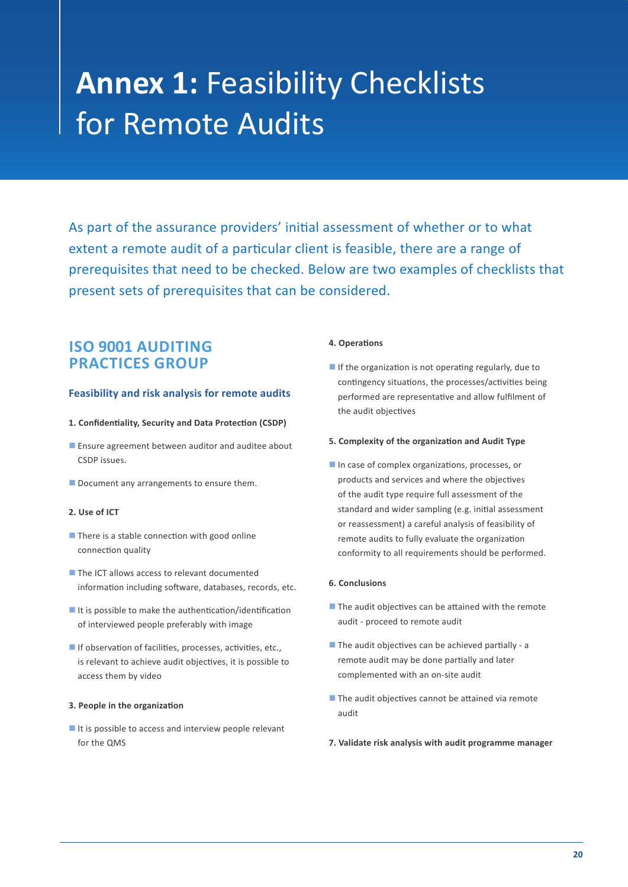# **Annex 1:** Feasibility Checklists for Remote Audits

As part of the assurance providers' initial assessment of whether or to what extent a remote audit of a particular client is feasible, there are a range of prerequisites that need to be checked. Below are two examples of checklists that present sets of prerequisites that can be considered.

## ISO 9001 AUDITING PRACTICES GROUP

### Feasibility and risk analysis for remote audits

**1. Confidentiality, Security and Data Protection (CSDP)**

- Ensure agreement between auditor and auditee about CSDP issues.
- Document any arrangements to ensure them.

**2. Use of ICT**

- There is a stable connection with good online connection quality
- The ICT allows access to relevant documented information including software, databases, records, etc.
- It is possible to make the authentication/identification of interviewed people preferably with image
- If observation of facilities, processes, activities, etc., is relevant to achieve audit objectives, it is possible to access them by video

**3. People in the organization**

- It is possible to access and interview people relevant for the QMS

**4. Operations**

- If the organization is not operating regularly, due to contingency situations, the processes/activities being performed are representative and allow fulfilment of the audit objectives

**5. Complexity of the organization and Audit Type**

- In case of complex organizations, processes, or products and services and where the objectives of the audit type require full assessment of the standard and wider sampling (e.g. initial assessment or reassessment) a careful analysis of feasibility of remote audits to fully evaluate the organization conformity to all requirements should be performed.

**6. Conclusions**

- The audit objectives can be attained with the remote audit - proceed to remote audit
- The audit objectives can be achieved partially - a remote audit may be done partially and later complemented with an on-site audit
- The audit objectives cannot be attained via remote audit

**7. Validate risk analysis with audit programme manager**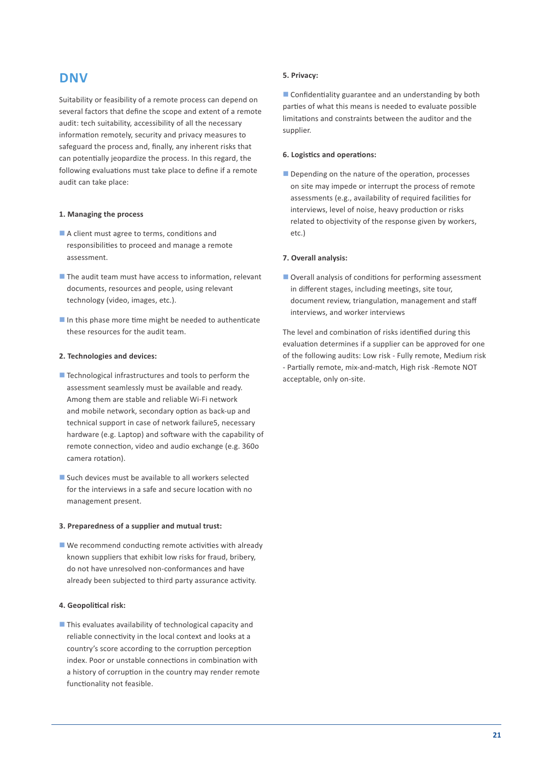## DNV

Suitability or feasibility of a remote process can depend on several factors that define the scope and extent of a remote audit: tech suitability, accessibility of all the necessary information remotely, security and privacy measures to safeguard the process and, finally, any inherent risks that can potentially jeopardize the process. In this regard, the following evaluations must take place to define if a remote audit can take place:

**1. Managing the process**

- A client must agree to terms, conditions and responsibilities to proceed and manage a remote assessment.
- The audit team must have access to information, relevant documents, resources and people, using relevant technology (video, images, etc.).
- In this phase more time might be needed to authenticate these resources for the audit team.

**2. Technologies and devices:**

- Technological infrastructures and tools to perform the assessment seamlessly must be available and ready. Among them are stable and reliable Wi-Fi network and mobile network, secondary option as back-up and technical support in case of network failure5, necessary hardware (e.g. Laptop) and software with the capability of remote connection, video and audio exchange (e.g. 360o camera rotation).
- Such devices must be available to all workers selected for the interviews in a safe and secure location with no management present.

**3. Preparedness of a supplier and mutual trust:**

- We recommend conducting remote activities with already known suppliers that exhibit low risks for fraud, bribery, do not have unresolved non-conformances and have already been subjected to third party assurance activity.

**4. Geopolitical risk:**

- This evaluates availability of technological capacity and reliable connectivity in the local context and looks at a country's score according to the corruption perception index. Poor or unstable connections in combination with a history of corruption in the country may render remote functionality not feasible.

**5. Privacy:**

- Confidentiality guarantee and an understanding by both parties of what this means is needed to evaluate possible limitations and constraints between the auditor and the supplier.

**6. Logistics and operations:**

- Depending on the nature of the operation, processes on site may impede or interrupt the process of remote assessments (e.g., availability of required facilities for interviews, level of noise, heavy production or risks related to objectivity of the response given by workers, etc.)

**7. Overall analysis:**

- Overall analysis of conditions for performing assessment in different stages, including meetings, site tour, document review, triangulation, management and staff interviews, and worker interviews

The level and combination of risks identified during this evaluation determines if a supplier can be approved for one of the following audits: Low risk - Fully remote, Medium risk - Partially remote, mix-and-match, High risk -Remote NOT acceptable, only on-site.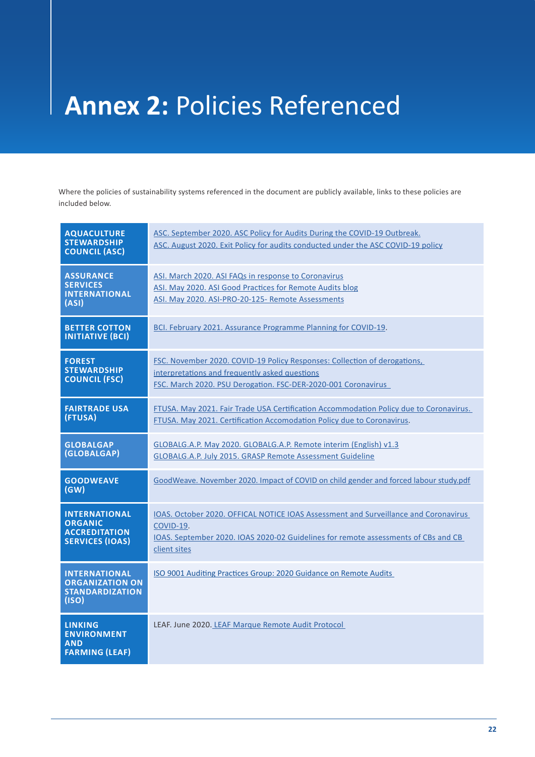# **Annex 2:** Policies Referenced

Where the policies of sustainability systems referenced in the document are publicly available, links to these policies are included below.

| | |
|---|---|
| **AQUACULTURE STEWARDSHIP COUNCIL (ASC)** | ASC. September 2020. ASC Policy for Audits During the COVID-19 Outbreak.<br>ASC. August 2020. Exit Policy for audits conducted under the ASC COVID-19 policy |
| **ASSURANCE SERVICES INTERNATIONAL (ASI)** | ASI. March 2020. ASI FAQs in response to Coronavirus<br>ASI. May 2020. ASI Good Practices for Remote Audits blog<br>ASI. May 2020. ASI-PRO-20-125- Remote Assessments |
| **BETTER COTTON INITIATIVE (BCI)** | BCI. February 2021. Assurance Programme Planning for COVID-19. |
| **FOREST STEWARDSHIP COUNCIL (FSC)** | FSC. November 2020. COVID-19 Policy Responses: Collection of derogations, interpretations and frequently asked questions<br>FSC. March 2020. PSU Derogation. FSC-DER-2020-001 Coronavirus |
| **FAIRTRADE USA (FTUSA)** | FTUSA. May 2021. Fair Trade USA Certification Accommodation Policy due to Coronavirus.<br>FTUSA. May 2021. Certification Accomodation Policy due to Coronavirus. |
| **GLOBALGAP (GLOBALGAP)** | GLOBALG.A.P. May 2020. GLOBALG.A.P. Remote interim (English) v1.3<br>GLOBALG.A.P. July 2015. GRASP Remote Assessment Guideline |
| **GOODWEAVE (GW)** | GoodWeave. November 2020. Impact of COVID on child gender and forced labour study.pdf |
| **INTERNATIONAL ORGANIC ACCREDITATION SERVICES (IOAS)** | IOAS. October 2020. OFFICAL NOTICE IOAS Assessment and Surveillance and Coronavirus COVID-19.<br>IOAS. September 2020. IOAS 2020-02 Guidelines for remote assessments of CBs and CB client sites |
| **INTERNATIONAL ORGANIZATION ON STANDARDIZATION (ISO)** | ISO 9001 Auditing Practices Group: 2020 Guidance on Remote Audits |
| **LINKING ENVIRONMENT AND FARMING (LEAF)** | LEAF. June 2020. LEAF Marque Remote Audit Protocol |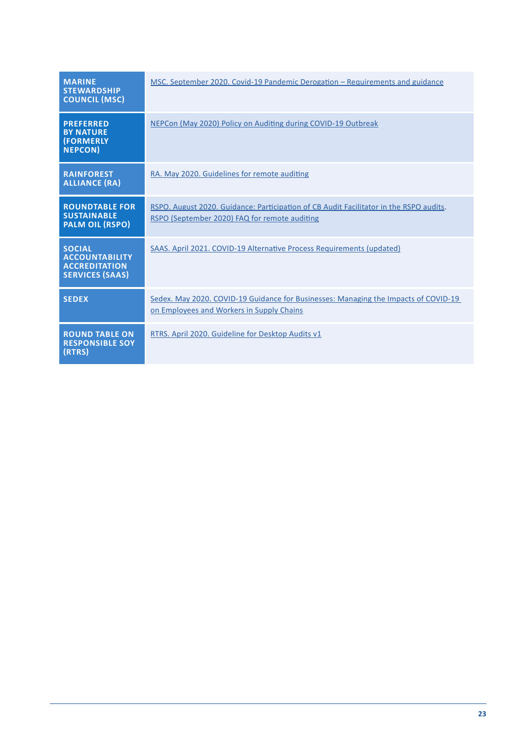| | |
|---|---|
| **MARINE STEWARDSHIP COUNCIL (MSC)** | MSC. September 2020. Covid-19 Pandemic Derogation – Requirements and guidance |
| **PREFERRED BY NATURE (FORMERLY NEPCON)** | NEPCon (May 2020) Policy on Auditing during COVID-19 Outbreak |
| **RAINFOREST ALLIANCE (RA)** | RA. May 2020. Guidelines for remote auditing |
| **ROUNDTABLE FOR SUSTAINABLE PALM OIL (RSPO)** | RSPO. August 2020. Guidance: Participation of CB Audit Facilitator in the RSPO audits. RSPO (September 2020) FAQ for remote auditing |
| **SOCIAL ACCOUNTABILITY ACCREDITATION SERVICES (SAAS)** | SAAS. April 2021. COVID-19 Alternative Process Requirements (updated) |
| **SEDEX** | Sedex. May 2020. COVID-19 Guidance for Businesses: Managing the Impacts of COVID-19 on Employees and Workers in Supply Chains |
| **ROUND TABLE ON RESPONSIBLE SOY (RTRS)** | RTRS. April 2020. Guideline for Desktop Audits v1 |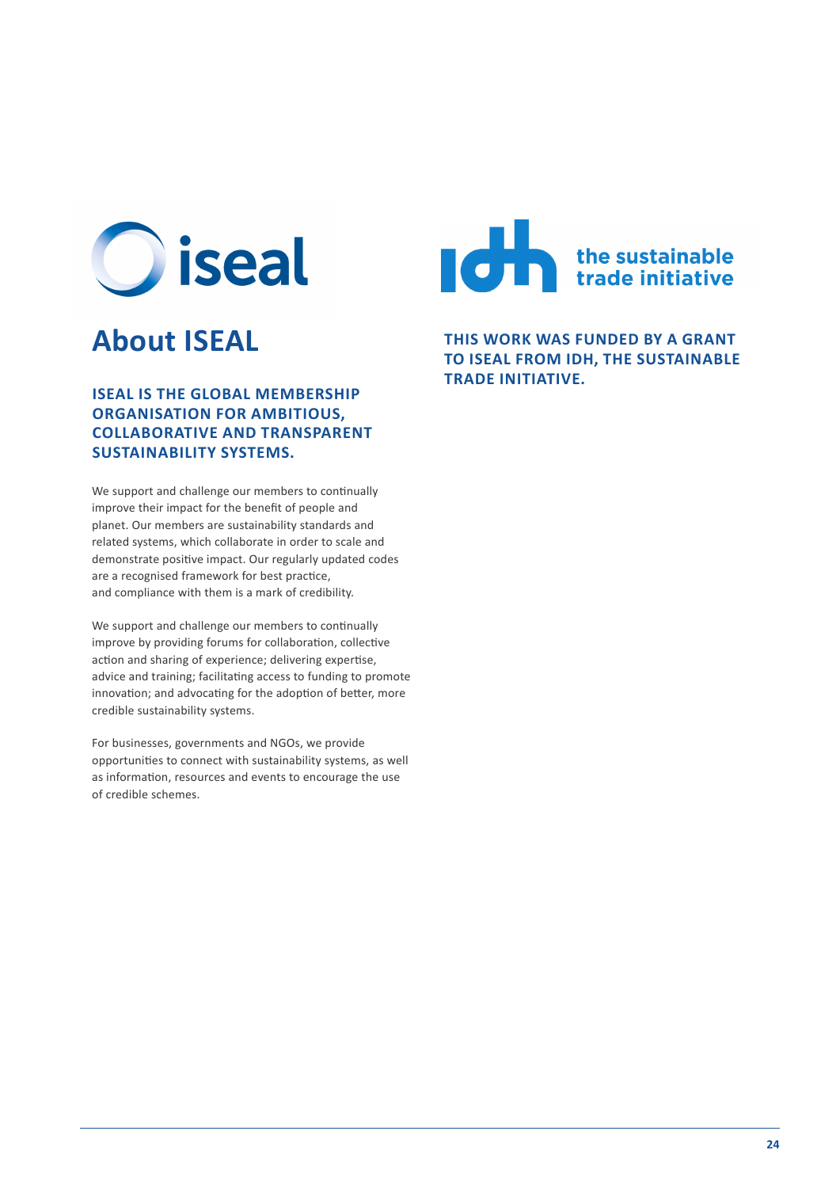## About ISEAL

**ISEAL IS THE GLOBAL MEMBERSHIP ORGANISATION FOR AMBITIOUS, COLLABORATIVE AND TRANSPARENT SUSTAINABILITY SYSTEMS.**

We support and challenge our members to continually improve their impact for the benefit of people and planet. Our members are sustainability standards and related systems, which collaborate in order to scale and demonstrate positive impact. Our regularly updated codes are a recognised framework for best practice, and compliance with them is a mark of credibility.

We support and challenge our members to continually improve by providing forums for collaboration, collective action and sharing of experience; delivering expertise, advice and training; facilitating access to funding to promote innovation; and advocating for the adoption of better, more credible sustainability systems.

For businesses, governments and NGOs, we provide opportunities to connect with sustainability systems, as well as information, resources and events to encourage the use of credible schemes.

**THIS WORK WAS FUNDED BY A GRANT TO ISEAL FROM IDH, THE SUSTAINABLE TRADE INITIATIVE.**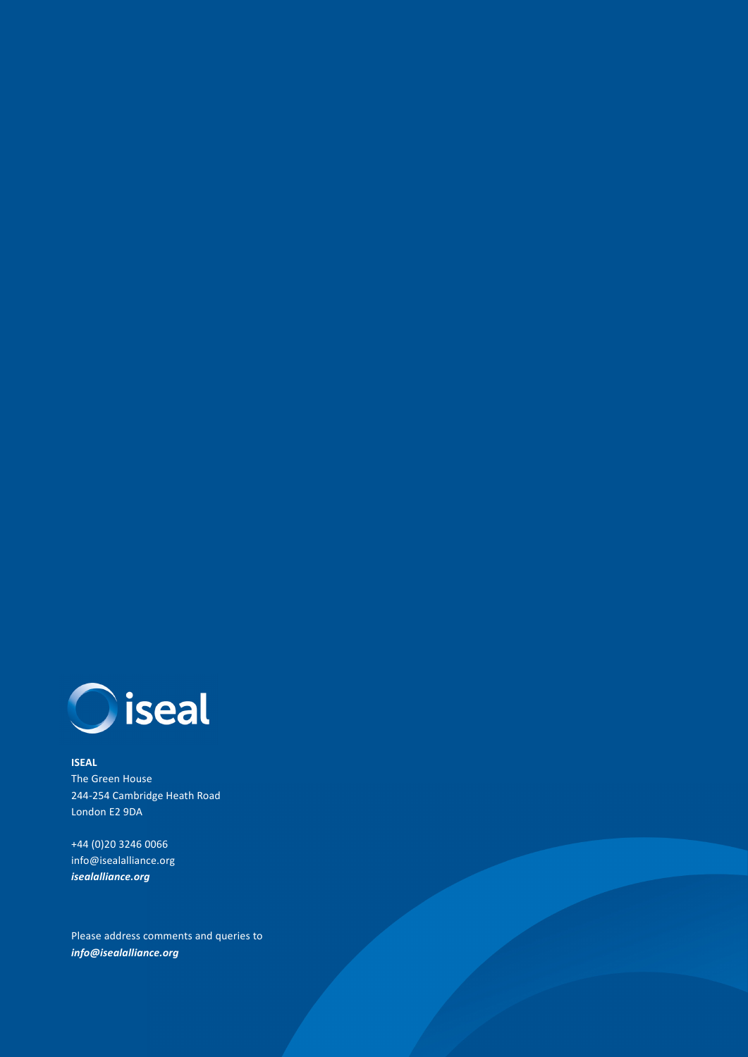iseal

**ISEAL**
The Green House
244-254 Cambridge Heath Road
London E2 9DA

+44 (0)20 3246 0066
info@isealalliance.org
***isealalliance.org***

Please address comments and queries to
***info@isealalliance.org***